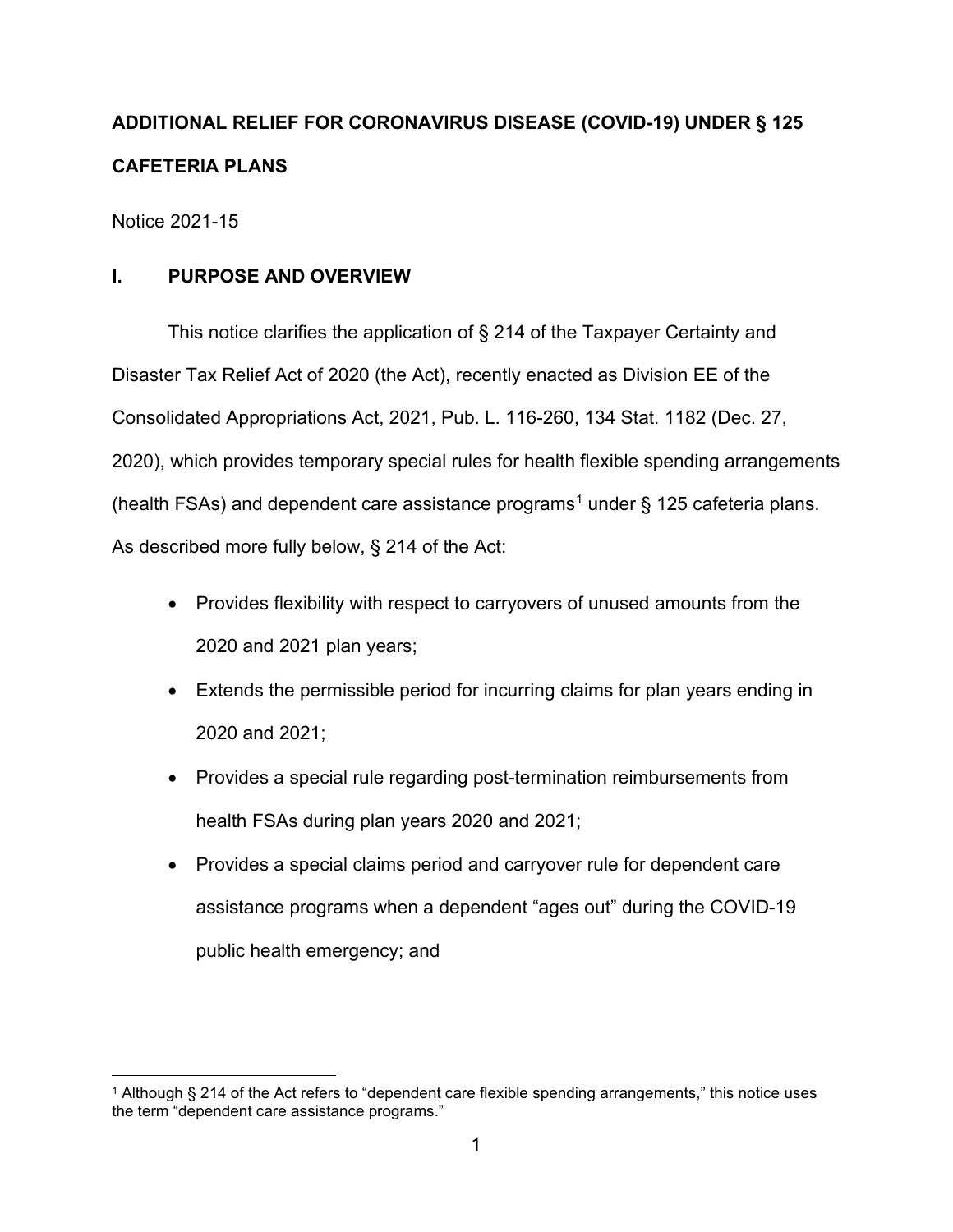# ADDITIONAL RELIEF FOR CORONAVIRUS DISEASE (COVID-19) UNDER § 125 CAFETERIA PLANS

Notice 2021-15

## I. PURPOSE AND OVERVIEW

This notice clarifies the application of § 214 of the Taxpayer Certainty and Disaster Tax Relief Act of 2020 (the Act), recently enacted as Division EE of the Consolidated Appropriations Act, 2021, Pub. L. 116-260, 134 Stat. 1182 (Dec. 27, 2020), which provides temporary special rules for health flexible spending arrangements (health FSAs) and dependent care assistance programs[1] under § 125 cafeteria plans. As described more fully below, § 214 of the Act:

- Provides flexibility with respect to carryovers of unused amounts from the 2020 and 2021 plan years;
- Extends the permissible period for incurring claims for plan years ending in 2020 and 2021;
- Provides a special rule regarding post-termination reimbursements from health FSAs during plan years 2020 and 2021;
- Provides a special claims period and carryover rule for dependent care assistance programs when a dependent "ages out" during the COVID-19 public health emergency; and

[1] Although § 214 of the Act refers to "dependent care flexible spending arrangements," this notice uses the term "dependent care assistance programs."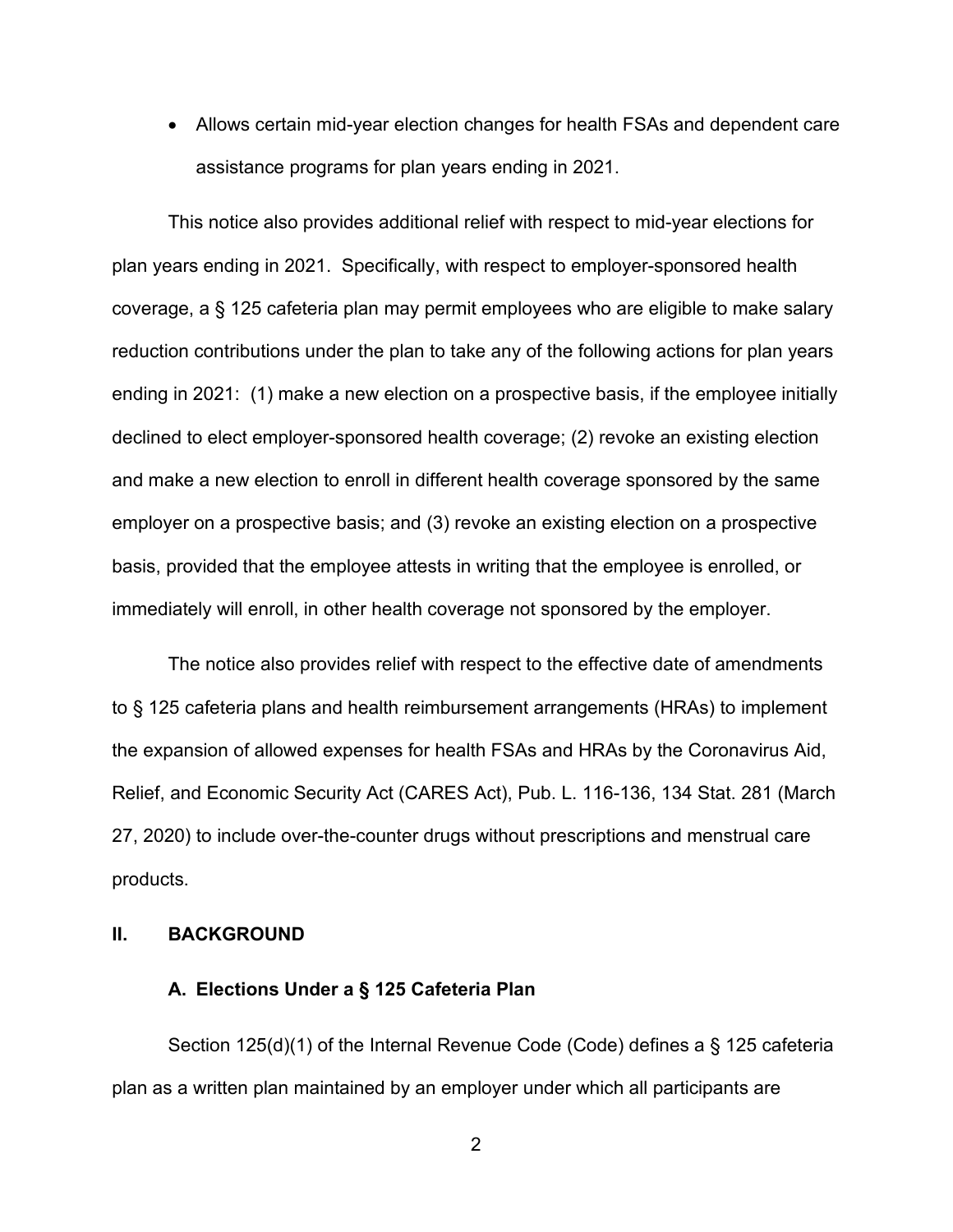- Allows certain mid-year election changes for health FSAs and dependent care assistance programs for plan years ending in 2021.

This notice also provides additional relief with respect to mid-year elections for plan years ending in 2021. Specifically, with respect to employer-sponsored health coverage, a § 125 cafeteria plan may permit employees who are eligible to make salary reduction contributions under the plan to take any of the following actions for plan years ending in 2021: (1) make a new election on a prospective basis, if the employee initially declined to elect employer-sponsored health coverage; (2) revoke an existing election and make a new election to enroll in different health coverage sponsored by the same employer on a prospective basis; and (3) revoke an existing election on a prospective basis, provided that the employee attests in writing that the employee is enrolled, or immediately will enroll, in other health coverage not sponsored by the employer.

The notice also provides relief with respect to the effective date of amendments to § 125 cafeteria plans and health reimbursement arrangements (HRAs) to implement the expansion of allowed expenses for health FSAs and HRAs by the Coronavirus Aid, Relief, and Economic Security Act (CARES Act), Pub. L. 116-136, 134 Stat. 281 (March 27, 2020) to include over-the-counter drugs without prescriptions and menstrual care products.

## II. BACKGROUND

### A. Elections Under a § 125 Cafeteria Plan

Section 125(d)(1) of the Internal Revenue Code (Code) defines a § 125 cafeteria plan as a written plan maintained by an employer under which all participants are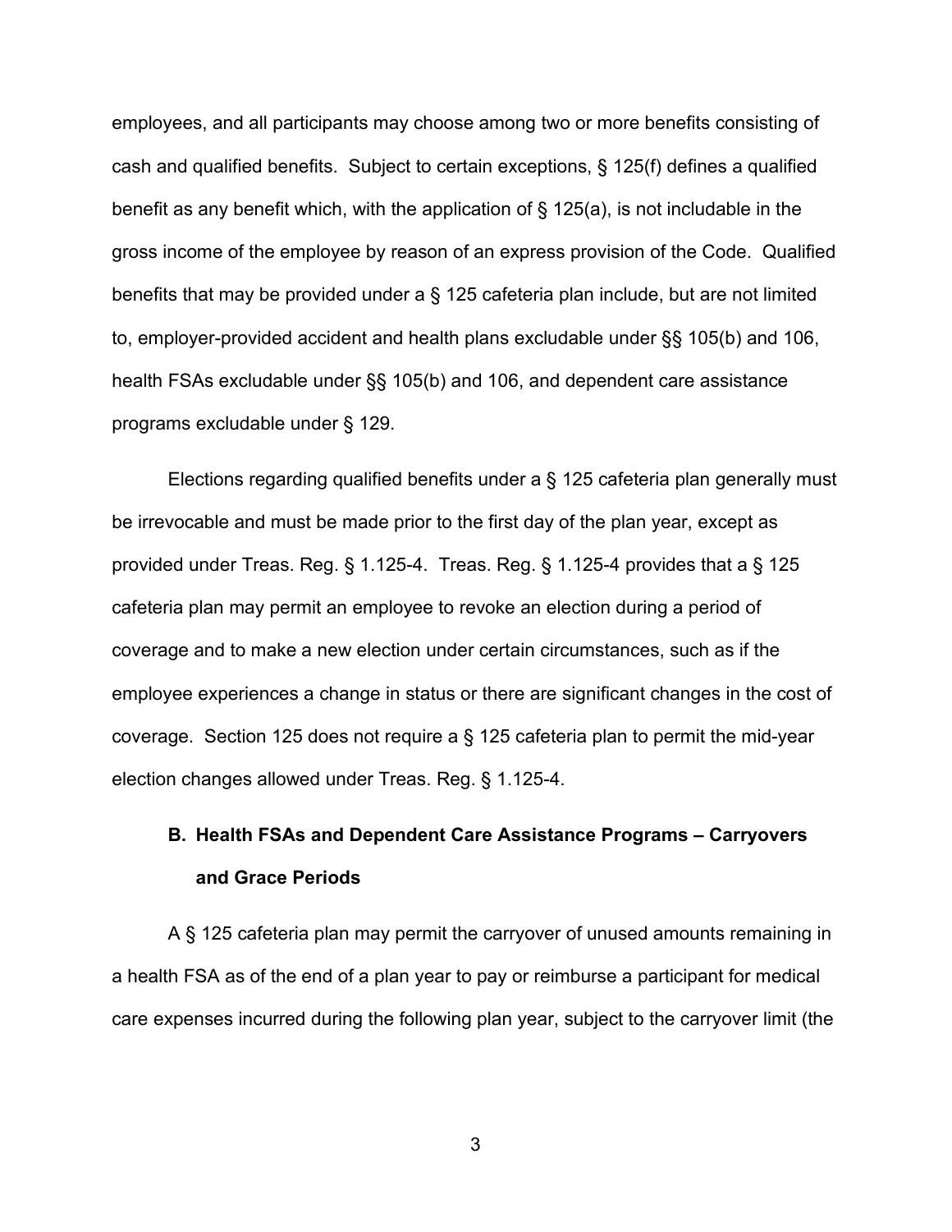employees, and all participants may choose among two or more benefits consisting of cash and qualified benefits. Subject to certain exceptions, § 125(f) defines a qualified benefit as any benefit which, with the application of § 125(a), is not includable in the gross income of the employee by reason of an express provision of the Code. Qualified benefits that may be provided under a § 125 cafeteria plan include, but are not limited to, employer-provided accident and health plans excludable under §§ 105(b) and 106, health FSAs excludable under §§ 105(b) and 106, and dependent care assistance programs excludable under § 129.

Elections regarding qualified benefits under a § 125 cafeteria plan generally must be irrevocable and must be made prior to the first day of the plan year, except as provided under Treas. Reg. § 1.125-4. Treas. Reg. § 1.125-4 provides that a § 125 cafeteria plan may permit an employee to revoke an election during a period of coverage and to make a new election under certain circumstances, such as if the employee experiences a change in status or there are significant changes in the cost of coverage. Section 125 does not require a § 125 cafeteria plan to permit the mid-year election changes allowed under Treas. Reg. § 1.125-4.

### B. Health FSAs and Dependent Care Assistance Programs – Carryovers and Grace Periods

A § 125 cafeteria plan may permit the carryover of unused amounts remaining in a health FSA as of the end of a plan year to pay or reimburse a participant for medical care expenses incurred during the following plan year, subject to the carryover limit (the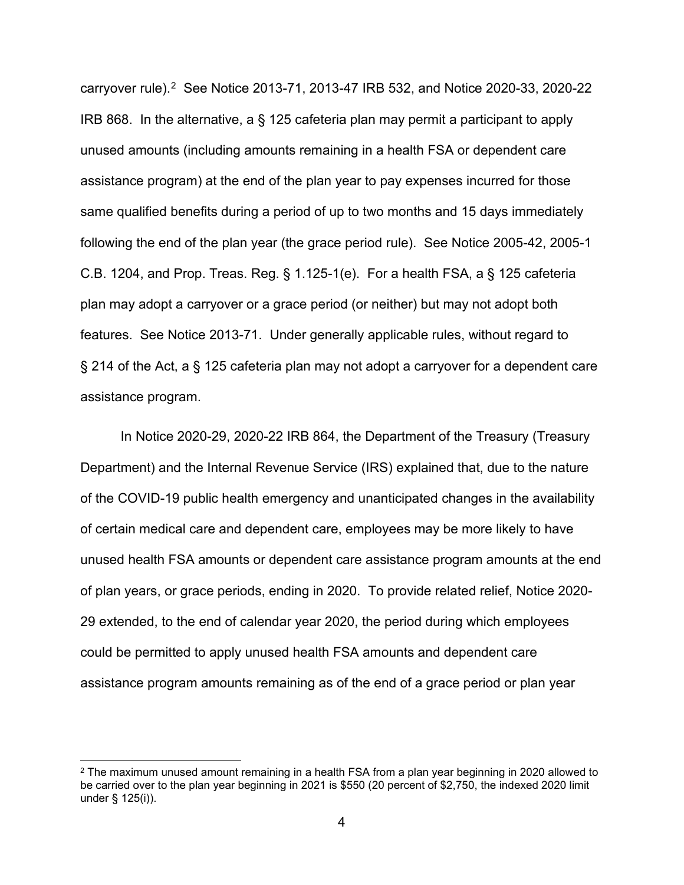carryover rule).[2] See Notice 2013-71, 2013-47 IRB 532, and Notice 2020-33, 2020-22 IRB 868. In the alternative, a § 125 cafeteria plan may permit a participant to apply unused amounts (including amounts remaining in a health FSA or dependent care assistance program) at the end of the plan year to pay expenses incurred for those same qualified benefits during a period of up to two months and 15 days immediately following the end of the plan year (the grace period rule). See Notice 2005-42, 2005-1 C.B. 1204, and Prop. Treas. Reg. § 1.125-1(e). For a health FSA, a § 125 cafeteria plan may adopt a carryover or a grace period (or neither) but may not adopt both features. See Notice 2013-71. Under generally applicable rules, without regard to § 214 of the Act, a § 125 cafeteria plan may not adopt a carryover for a dependent care assistance program.

In Notice 2020-29, 2020-22 IRB 864, the Department of the Treasury (Treasury Department) and the Internal Revenue Service (IRS) explained that, due to the nature of the COVID-19 public health emergency and unanticipated changes in the availability of certain medical care and dependent care, employees may be more likely to have unused health FSA amounts or dependent care assistance program amounts at the end of plan years, or grace periods, ending in 2020. To provide related relief, Notice 2020-29 extended, to the end of calendar year 2020, the period during which employees could be permitted to apply unused health FSA amounts and dependent care assistance program amounts remaining as of the end of a grace period or plan year

[2] The maximum unused amount remaining in a health FSA from a plan year beginning in 2020 allowed to be carried over to the plan year beginning in 2021 is $550 (20 percent of $2,750, the indexed 2020 limit under § 125(i)).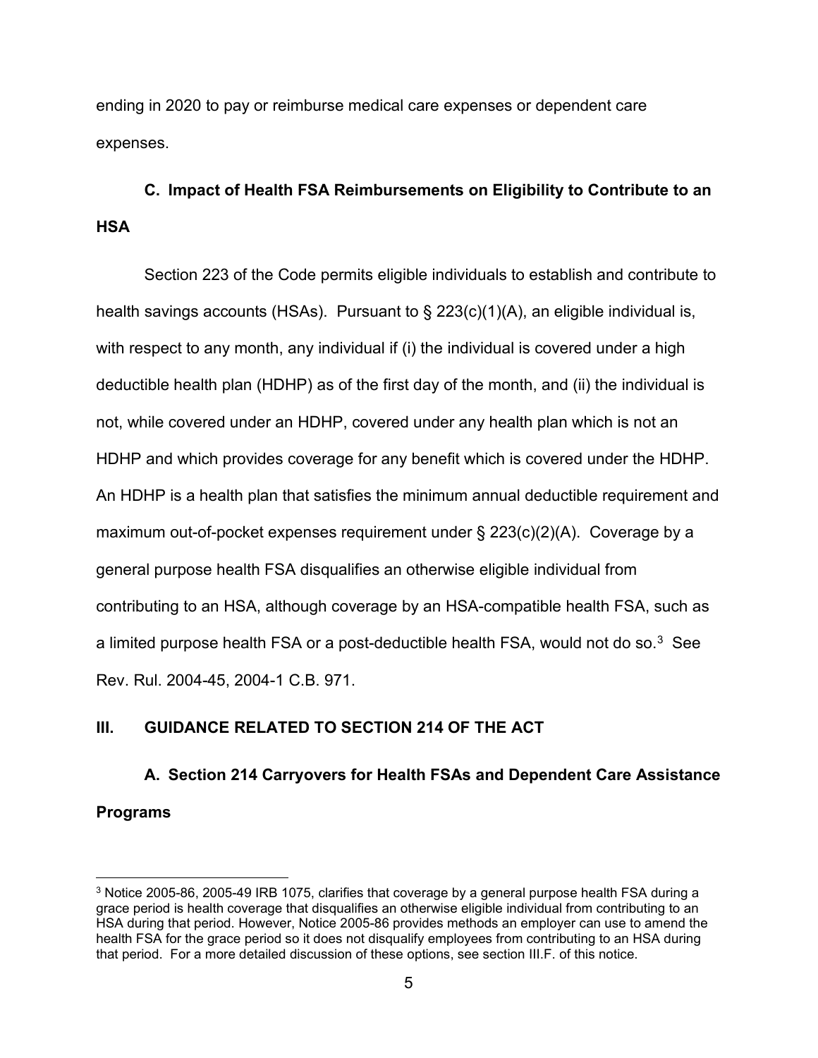ending in 2020 to pay or reimburse medical care expenses or dependent care expenses.

### C. Impact of Health FSA Reimbursements on Eligibility to Contribute to an HSA

Section 223 of the Code permits eligible individuals to establish and contribute to health savings accounts (HSAs). Pursuant to § 223(c)(1)(A), an eligible individual is, with respect to any month, any individual if (i) the individual is covered under a high deductible health plan (HDHP) as of the first day of the month, and (ii) the individual is not, while covered under an HDHP, covered under any health plan which is not an HDHP and which provides coverage for any benefit which is covered under the HDHP. An HDHP is a health plan that satisfies the minimum annual deductible requirement and maximum out-of-pocket expenses requirement under § 223(c)(2)(A). Coverage by a general purpose health FSA disqualifies an otherwise eligible individual from contributing to an HSA, although coverage by an HSA-compatible health FSA, such as a limited purpose health FSA or a post-deductible health FSA, would not do so.[3] See Rev. Rul. 2004-45, 2004-1 C.B. 971.

## III. GUIDANCE RELATED TO SECTION 214 OF THE ACT

### A. Section 214 Carryovers for Health FSAs and Dependent Care Assistance Programs

[3] Notice 2005-86, 2005-49 IRB 1075, clarifies that coverage by a general purpose health FSA during a grace period is health coverage that disqualifies an otherwise eligible individual from contributing to an HSA during that period. However, Notice 2005-86 provides methods an employer can use to amend the health FSA for the grace period so it does not disqualify employees from contributing to an HSA during that period. For a more detailed discussion of these options, see section III.F. of this notice.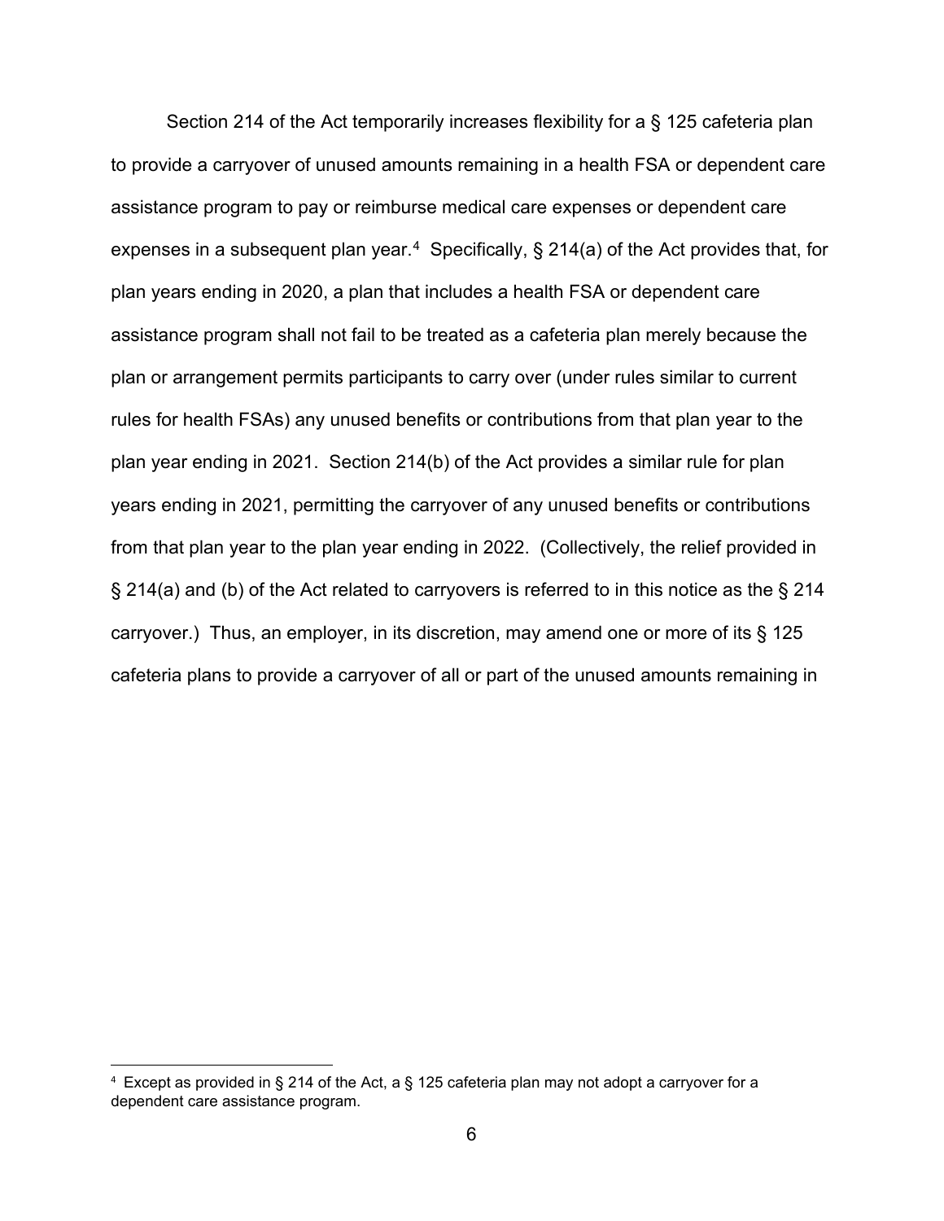Section 214 of the Act temporarily increases flexibility for a § 125 cafeteria plan to provide a carryover of unused amounts remaining in a health FSA or dependent care assistance program to pay or reimburse medical care expenses or dependent care expenses in a subsequent plan year.[4] Specifically, § 214(a) of the Act provides that, for plan years ending in 2020, a plan that includes a health FSA or dependent care assistance program shall not fail to be treated as a cafeteria plan merely because the plan or arrangement permits participants to carry over (under rules similar to current rules for health FSAs) any unused benefits or contributions from that plan year to the plan year ending in 2021. Section 214(b) of the Act provides a similar rule for plan years ending in 2021, permitting the carryover of any unused benefits or contributions from that plan year to the plan year ending in 2022. (Collectively, the relief provided in § 214(a) and (b) of the Act related to carryovers is referred to in this notice as the § 214 carryover.) Thus, an employer, in its discretion, may amend one or more of its § 125 cafeteria plans to provide a carryover of all or part of the unused amounts remaining in

---

[4] Except as provided in § 214 of the Act, a § 125 cafeteria plan may not adopt a carryover for a dependent care assistance program.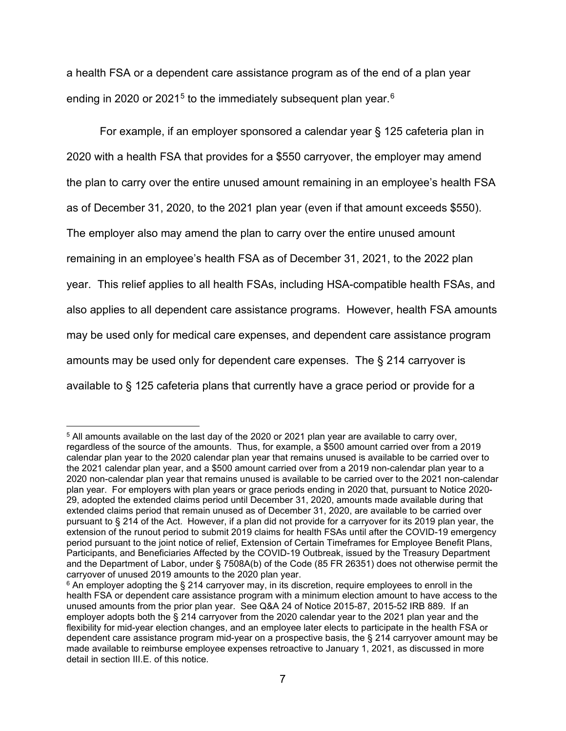a health FSA or a dependent care assistance program as of the end of a plan year ending in 2020 or 2021[5] to the immediately subsequent plan year.[6]

For example, if an employer sponsored a calendar year § 125 cafeteria plan in 2020 with a health FSA that provides for a $550 carryover, the employer may amend the plan to carry over the entire unused amount remaining in an employee's health FSA as of December 31, 2020, to the 2021 plan year (even if that amount exceeds $550). The employer also may amend the plan to carry over the entire unused amount remaining in an employee's health FSA as of December 31, 2021, to the 2022 plan year. This relief applies to all health FSAs, including HSA-compatible health FSAs, and also applies to all dependent care assistance programs. However, health FSA amounts may be used only for medical care expenses, and dependent care assistance program amounts may be used only for dependent care expenses. The § 214 carryover is available to § 125 cafeteria plans that currently have a grace period or provide for a

---

[5] All amounts available on the last day of the 2020 or 2021 plan year are available to carry over, regardless of the source of the amounts. Thus, for example, a $500 amount carried over from a 2019 calendar plan year to the 2020 calendar plan year that remains unused is available to be carried over to the 2021 calendar plan year, and a $500 amount carried over from a 2019 non-calendar plan year to a 2020 non-calendar plan year that remains unused is available to be carried over to the 2021 non-calendar plan year. For employers with plan years or grace periods ending in 2020 that, pursuant to Notice 2020-29, adopted the extended claims period until December 31, 2020, amounts made available during that extended claims period that remain unused as of December 31, 2020, are available to be carried over pursuant to § 214 of the Act. However, if a plan did not provide for a carryover for its 2019 plan year, the extension of the runout period to submit 2019 claims for health FSAs until after the COVID-19 emergency period pursuant to the joint notice of relief, Extension of Certain Timeframes for Employee Benefit Plans, Participants, and Beneficiaries Affected by the COVID-19 Outbreak, issued by the Treasury Department and the Department of Labor, under § 7508A(b) of the Code (85 FR 26351) does not otherwise permit the carryover of unused 2019 amounts to the 2020 plan year.

[6] An employer adopting the § 214 carryover may, in its discretion, require employees to enroll in the health FSA or dependent care assistance program with a minimum election amount to have access to the unused amounts from the prior plan year. See Q&A 24 of Notice 2015-87, 2015-52 IRB 889. If an employer adopts both the § 214 carryover from the 2020 calendar year to the 2021 plan year and the flexibility for mid-year election changes, and an employee later elects to participate in the health FSA or dependent care assistance program mid-year on a prospective basis, the § 214 carryover amount may be made available to reimburse employee expenses retroactive to January 1, 2021, as discussed in more detail in section III.E. of this notice.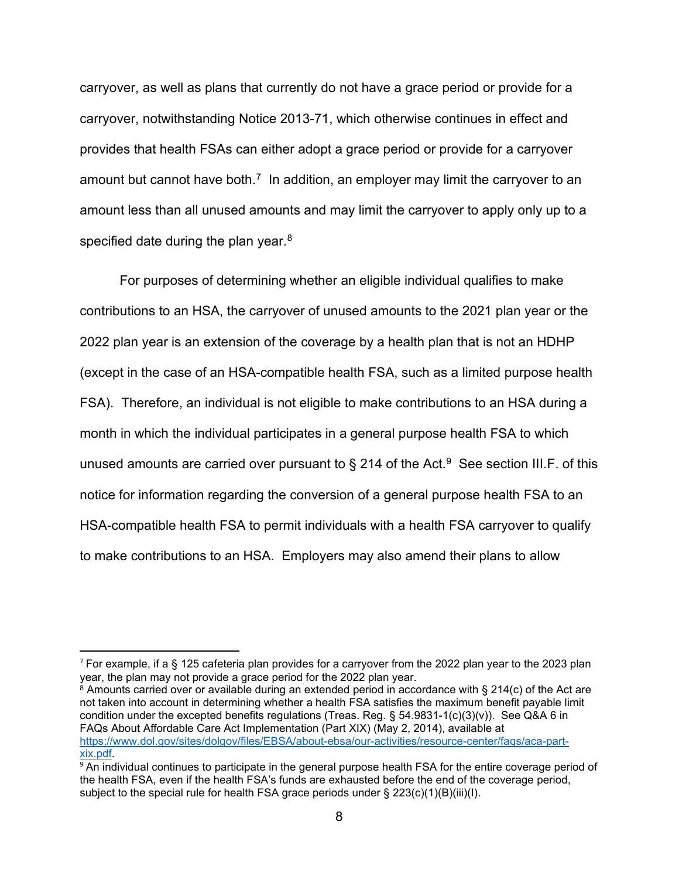carryover, as well as plans that currently do not have a grace period or provide for a carryover, notwithstanding Notice 2013-71, which otherwise continues in effect and provides that health FSAs can either adopt a grace period or provide for a carryover amount but cannot have both.[7] In addition, an employer may limit the carryover to an amount less than all unused amounts and may limit the carryover to apply only up to a specified date during the plan year.[8]

For purposes of determining whether an eligible individual qualifies to make contributions to an HSA, the carryover of unused amounts to the 2021 plan year or the 2022 plan year is an extension of the coverage by a health plan that is not an HDHP (except in the case of an HSA-compatible health FSA, such as a limited purpose health FSA). Therefore, an individual is not eligible to make contributions to an HSA during a month in which the individual participates in a general purpose health FSA to which unused amounts are carried over pursuant to § 214 of the Act.[9] See section III.F. of this notice for information regarding the conversion of a general purpose health FSA to an HSA-compatible health FSA to permit individuals with a health FSA carryover to qualify to make contributions to an HSA. Employers may also amend their plans to allow

---

[7] For example, if a § 125 cafeteria plan provides for a carryover from the 2022 plan year to the 2023 plan year, the plan may not provide a grace period for the 2022 plan year.

[8] Amounts carried over or available during an extended period in accordance with § 214(c) of the Act are not taken into account in determining whether a health FSA satisfies the maximum benefit payable limit condition under the excepted benefits regulations (Treas. Reg. § 54.9831-1(c)(3)(v)). See Q&A 6 in FAQs About Affordable Care Act Implementation (Part XIX) (May 2, 2014), available at [https://www.dol.gov/sites/dolgov/files/EBSA/about-ebsa/our-activities/resource-center/faqs/aca-part-xix.pdf](https://www.dol.gov/sites/dolgov/files/EBSA/about-ebsa/our-activities/resource-center/faqs/aca-part-xix.pdf).

[9] An individual continues to participate in the general purpose health FSA for the entire coverage period of the health FSA, even if the health FSA's funds are exhausted before the end of the coverage period, subject to the special rule for health FSA grace periods under § 223(c)(1)(B)(iii)(I).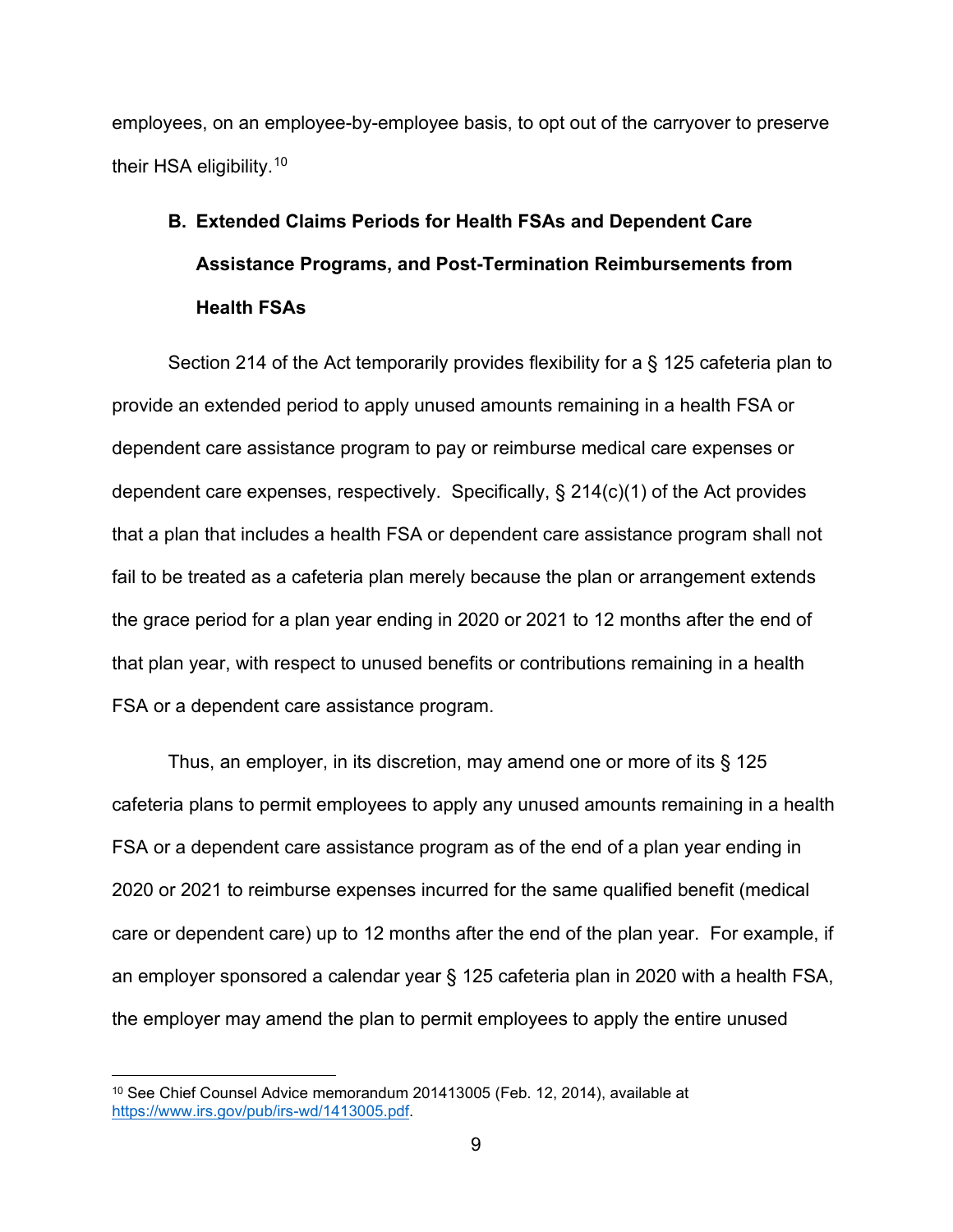employees, on an employee-by-employee basis, to opt out of the carryover to preserve their HSA eligibility.[10]

### B. Extended Claims Periods for Health FSAs and Dependent Care Assistance Programs, and Post-Termination Reimbursements from Health FSAs

Section 214 of the Act temporarily provides flexibility for a § 125 cafeteria plan to provide an extended period to apply unused amounts remaining in a health FSA or dependent care assistance program to pay or reimburse medical care expenses or dependent care expenses, respectively. Specifically, § 214(c)(1) of the Act provides that a plan that includes a health FSA or dependent care assistance program shall not fail to be treated as a cafeteria plan merely because the plan or arrangement extends the grace period for a plan year ending in 2020 or 2021 to 12 months after the end of that plan year, with respect to unused benefits or contributions remaining in a health FSA or a dependent care assistance program.

Thus, an employer, in its discretion, may amend one or more of its § 125 cafeteria plans to permit employees to apply any unused amounts remaining in a health FSA or a dependent care assistance program as of the end of a plan year ending in 2020 or 2021 to reimburse expenses incurred for the same qualified benefit (medical care or dependent care) up to 12 months after the end of the plan year. For example, if an employer sponsored a calendar year § 125 cafeteria plan in 2020 with a health FSA, the employer may amend the plan to permit employees to apply the entire unused

---

[10] See Chief Counsel Advice memorandum 201413005 (Feb. 12, 2014), available at https://www.irs.gov/pub/irs-wd/1413005.pdf.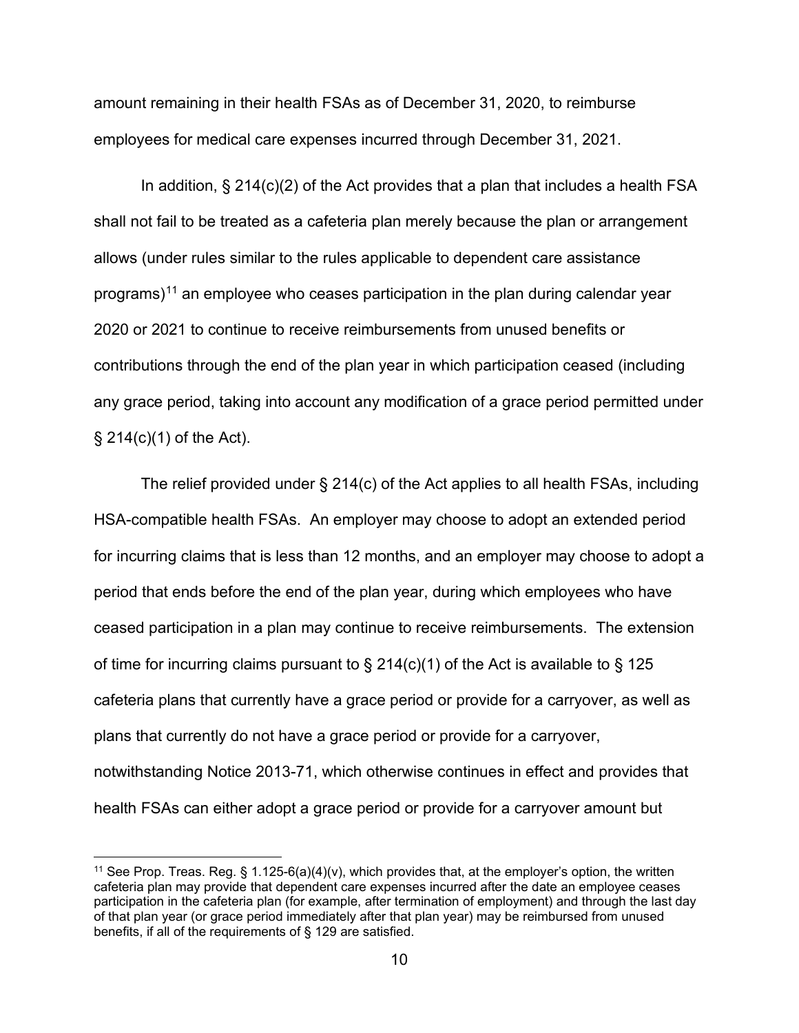amount remaining in their health FSAs as of December 31, 2020, to reimburse employees for medical care expenses incurred through December 31, 2021.

In addition, § 214(c)(2) of the Act provides that a plan that includes a health FSA shall not fail to be treated as a cafeteria plan merely because the plan or arrangement allows (under rules similar to the rules applicable to dependent care assistance programs)[11] an employee who ceases participation in the plan during calendar year 2020 or 2021 to continue to receive reimbursements from unused benefits or contributions through the end of the plan year in which participation ceased (including any grace period, taking into account any modification of a grace period permitted under § 214(c)(1) of the Act).

The relief provided under § 214(c) of the Act applies to all health FSAs, including HSA-compatible health FSAs. An employer may choose to adopt an extended period for incurring claims that is less than 12 months, and an employer may choose to adopt a period that ends before the end of the plan year, during which employees who have ceased participation in a plan may continue to receive reimbursements. The extension of time for incurring claims pursuant to § 214(c)(1) of the Act is available to § 125 cafeteria plans that currently have a grace period or provide for a carryover, as well as plans that currently do not have a grace period or provide for a carryover, notwithstanding Notice 2013-71, which otherwise continues in effect and provides that health FSAs can either adopt a grace period or provide for a carryover amount but

[11] See Prop. Treas. Reg. § 1.125-6(a)(4)(v), which provides that, at the employer's option, the written cafeteria plan may provide that dependent care expenses incurred after the date an employee ceases participation in the cafeteria plan (for example, after termination of employment) and through the last day of that plan year (or grace period immediately after that plan year) may be reimbursed from unused benefits, if all of the requirements of § 129 are satisfied.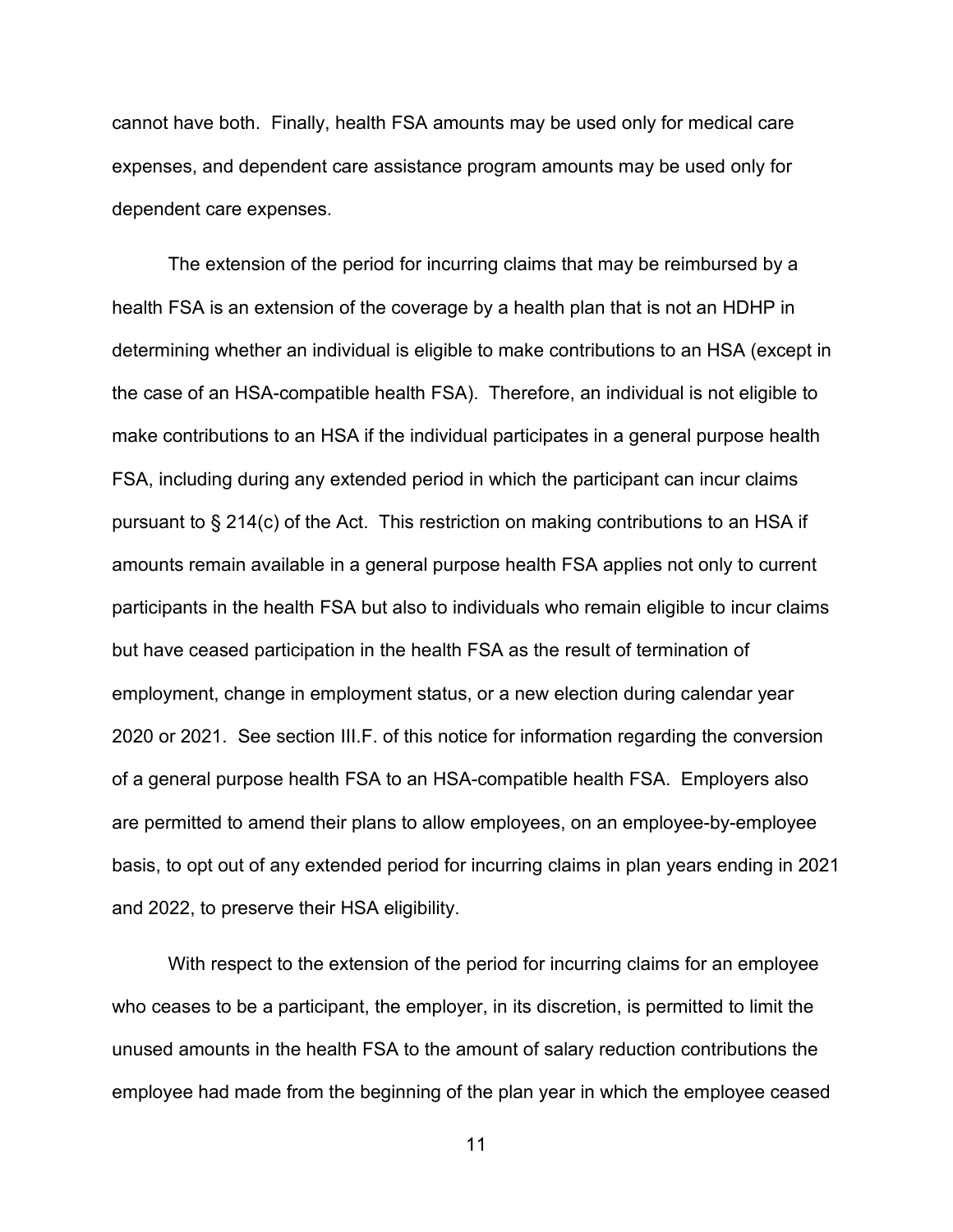cannot have both. Finally, health FSA amounts may be used only for medical care expenses, and dependent care assistance program amounts may be used only for dependent care expenses.

The extension of the period for incurring claims that may be reimbursed by a health FSA is an extension of the coverage by a health plan that is not an HDHP in determining whether an individual is eligible to make contributions to an HSA (except in the case of an HSA-compatible health FSA). Therefore, an individual is not eligible to make contributions to an HSA if the individual participates in a general purpose health FSA, including during any extended period in which the participant can incur claims pursuant to § 214(c) of the Act. This restriction on making contributions to an HSA if amounts remain available in a general purpose health FSA applies not only to current participants in the health FSA but also to individuals who remain eligible to incur claims but have ceased participation in the health FSA as the result of termination of employment, change in employment status, or a new election during calendar year 2020 or 2021. See section III.F. of this notice for information regarding the conversion of a general purpose health FSA to an HSA-compatible health FSA. Employers also are permitted to amend their plans to allow employees, on an employee-by-employee basis, to opt out of any extended period for incurring claims in plan years ending in 2021 and 2022, to preserve their HSA eligibility.

With respect to the extension of the period for incurring claims for an employee who ceases to be a participant, the employer, in its discretion, is permitted to limit the unused amounts in the health FSA to the amount of salary reduction contributions the employee had made from the beginning of the plan year in which the employee ceased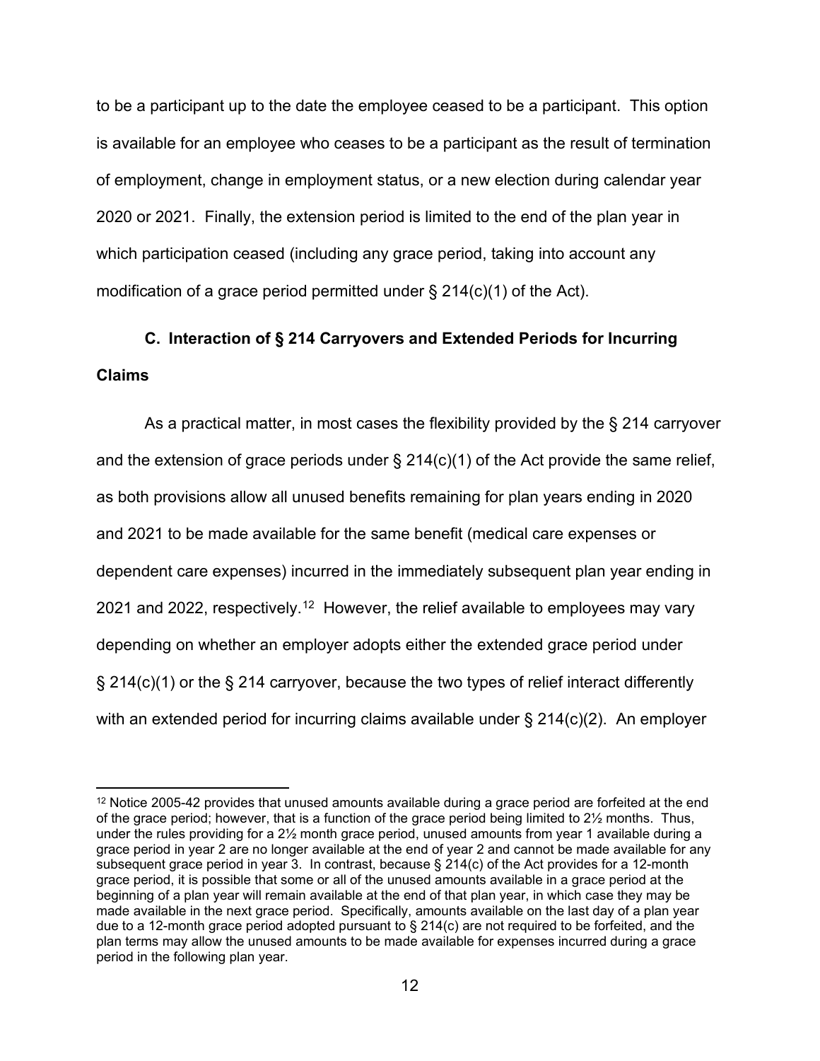to be a participant up to the date the employee ceased to be a participant. This option is available for an employee who ceases to be a participant as the result of termination of employment, change in employment status, or a new election during calendar year 2020 or 2021. Finally, the extension period is limited to the end of the plan year in which participation ceased (including any grace period, taking into account any modification of a grace period permitted under § 214(c)(1) of the Act).

### C. Interaction of § 214 Carryovers and Extended Periods for Incurring Claims

As a practical matter, in most cases the flexibility provided by the § 214 carryover and the extension of grace periods under § 214(c)(1) of the Act provide the same relief, as both provisions allow all unused benefits remaining for plan years ending in 2020 and 2021 to be made available for the same benefit (medical care expenses or dependent care expenses) incurred in the immediately subsequent plan year ending in 2021 and 2022, respectively.[12] However, the relief available to employees may vary depending on whether an employer adopts either the extended grace period under § 214(c)(1) or the § 214 carryover, because the two types of relief interact differently with an extended period for incurring claims available under § 214(c)(2). An employer

[12] Notice 2005-42 provides that unused amounts available during a grace period are forfeited at the end of the grace period; however, that is a function of the grace period being limited to 2½ months. Thus, under the rules providing for a 2½ month grace period, unused amounts from year 1 available during a grace period in year 2 are no longer available at the end of year 2 and cannot be made available for any subsequent grace period in year 3. In contrast, because § 214(c) of the Act provides for a 12-month grace period, it is possible that some or all of the unused amounts available in a grace period at the beginning of a plan year will remain available at the end of that plan year, in which case they may be made available in the next grace period. Specifically, amounts available on the last day of a plan year due to a 12-month grace period adopted pursuant to § 214(c) are not required to be forfeited, and the plan terms may allow the unused amounts to be made available for expenses incurred during a grace period in the following plan year.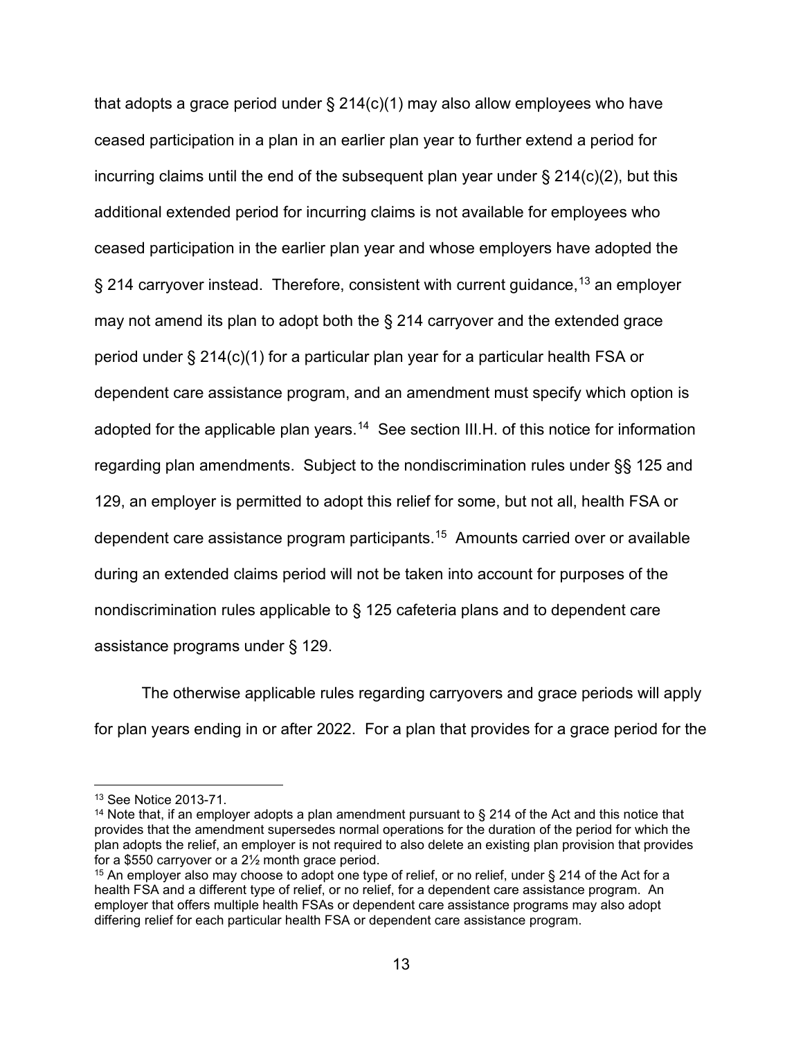that adopts a grace period under § 214(c)(1) may also allow employees who have ceased participation in a plan in an earlier plan year to further extend a period for incurring claims until the end of the subsequent plan year under § 214(c)(2), but this additional extended period for incurring claims is not available for employees who ceased participation in the earlier plan year and whose employers have adopted the § 214 carryover instead. Therefore, consistent with current guidance,[13] an employer may not amend its plan to adopt both the § 214 carryover and the extended grace period under § 214(c)(1) for a particular plan year for a particular health FSA or dependent care assistance program, and an amendment must specify which option is adopted for the applicable plan years.[14] See section III.H. of this notice for information regarding plan amendments. Subject to the nondiscrimination rules under §§ 125 and 129, an employer is permitted to adopt this relief for some, but not all, health FSA or dependent care assistance program participants.[15] Amounts carried over or available during an extended claims period will not be taken into account for purposes of the nondiscrimination rules applicable to § 125 cafeteria plans and to dependent care assistance programs under § 129.

The otherwise applicable rules regarding carryovers and grace periods will apply for plan years ending in or after 2022. For a plan that provides for a grace period for the

---

[13] See Notice 2013-71.

[14] Note that, if an employer adopts a plan amendment pursuant to § 214 of the Act and this notice that provides that the amendment supersedes normal operations for the duration of the period for which the plan adopts the relief, an employer is not required to also delete an existing plan provision that provides for a $550 carryover or a 2½ month grace period.

[15] An employer also may choose to adopt one type of relief, or no relief, under § 214 of the Act for a health FSA and a different type of relief, or no relief, for a dependent care assistance program. An employer that offers multiple health FSAs or dependent care assistance programs may also adopt differing relief for each particular health FSA or dependent care assistance program.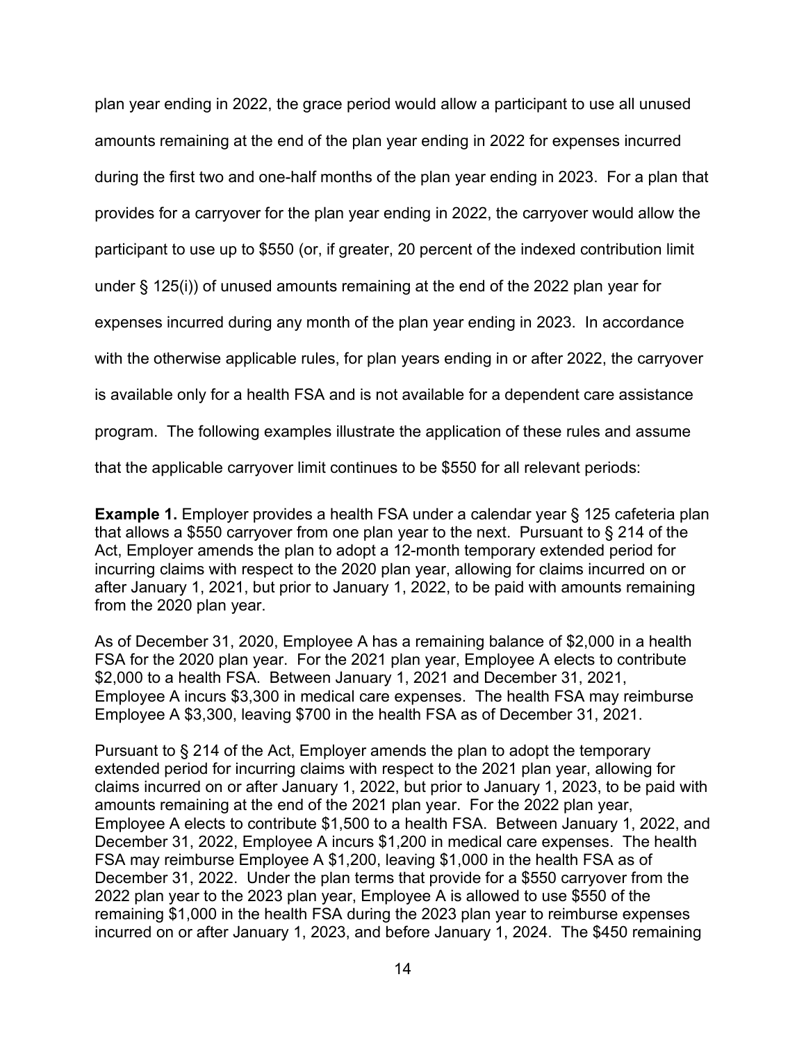plan year ending in 2022, the grace period would allow a participant to use all unused amounts remaining at the end of the plan year ending in 2022 for expenses incurred during the first two and one-half months of the plan year ending in 2023. For a plan that provides for a carryover for the plan year ending in 2022, the carryover would allow the participant to use up to $550 (or, if greater, 20 percent of the indexed contribution limit under § 125(i)) of unused amounts remaining at the end of the 2022 plan year for expenses incurred during any month of the plan year ending in 2023. In accordance with the otherwise applicable rules, for plan years ending in or after 2022, the carryover is available only for a health FSA and is not available for a dependent care assistance program. The following examples illustrate the application of these rules and assume that the applicable carryover limit continues to be $550 for all relevant periods:

**Example 1.** Employer provides a health FSA under a calendar year § 125 cafeteria plan that allows a $550 carryover from one plan year to the next. Pursuant to § 214 of the Act, Employer amends the plan to adopt a 12-month temporary extended period for incurring claims with respect to the 2020 plan year, allowing for claims incurred on or after January 1, 2021, but prior to January 1, 2022, to be paid with amounts remaining from the 2020 plan year.

As of December 31, 2020, Employee A has a remaining balance of $2,000 in a health FSA for the 2020 plan year. For the 2021 plan year, Employee A elects to contribute $2,000 to a health FSA. Between January 1, 2021 and December 31, 2021, Employee A incurs $3,300 in medical care expenses. The health FSA may reimburse Employee A $3,300, leaving $700 in the health FSA as of December 31, 2021.

Pursuant to § 214 of the Act, Employer amends the plan to adopt the temporary extended period for incurring claims with respect to the 2021 plan year, allowing for claims incurred on or after January 1, 2022, but prior to January 1, 2023, to be paid with amounts remaining at the end of the 2021 plan year. For the 2022 plan year, Employee A elects to contribute $1,500 to a health FSA. Between January 1, 2022, and December 31, 2022, Employee A incurs $1,200 in medical care expenses. The health FSA may reimburse Employee A $1,200, leaving $1,000 in the health FSA as of December 31, 2022. Under the plan terms that provide for a $550 carryover from the 2022 plan year to the 2023 plan year, Employee A is allowed to use $550 of the remaining $1,000 in the health FSA during the 2023 plan year to reimburse expenses incurred on or after January 1, 2023, and before January 1, 2024. The $450 remaining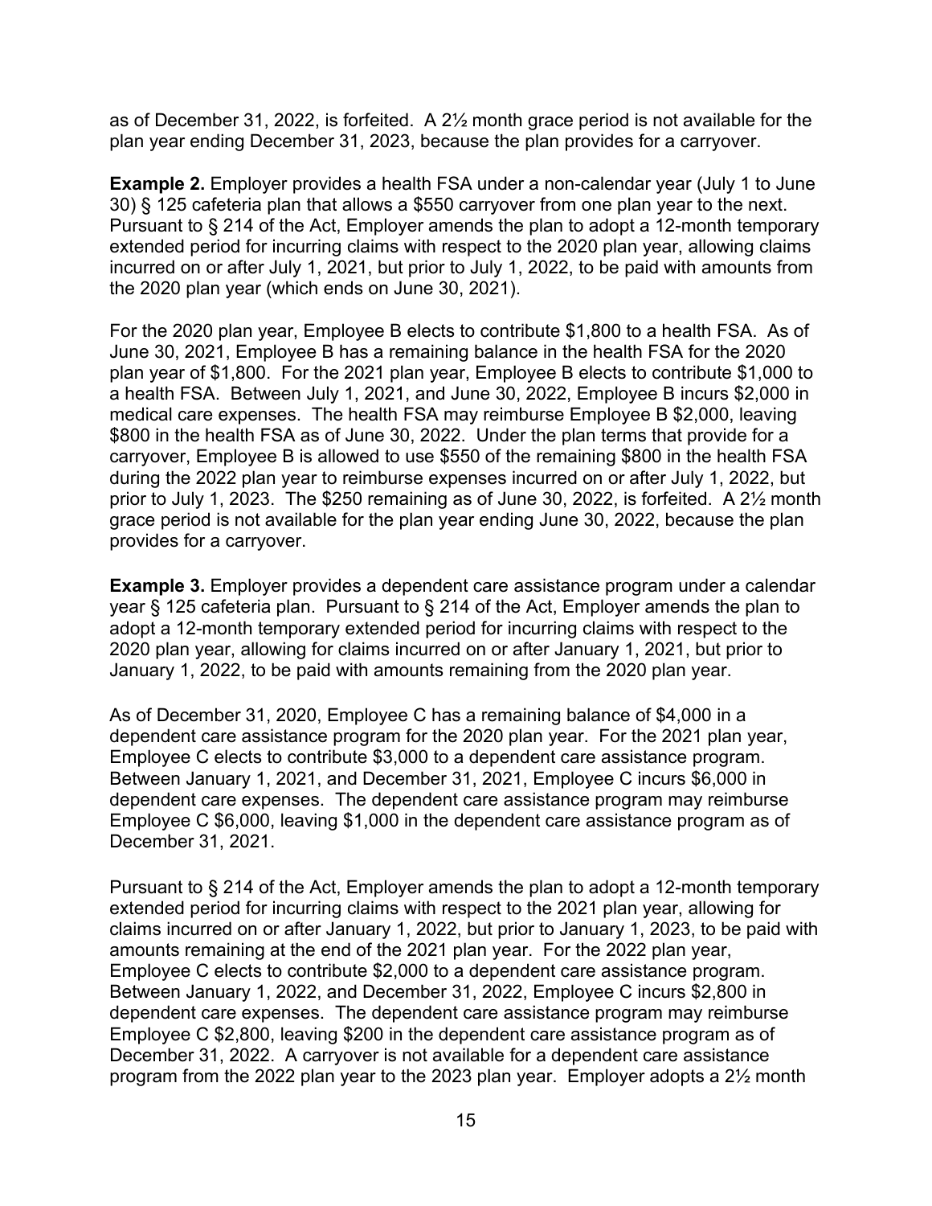as of December 31, 2022, is forfeited. A 2½ month grace period is not available for the plan year ending December 31, 2023, because the plan provides for a carryover.

**Example 2.** Employer provides a health FSA under a non-calendar year (July 1 to June 30) § 125 cafeteria plan that allows a $550 carryover from one plan year to the next. Pursuant to § 214 of the Act, Employer amends the plan to adopt a 12-month temporary extended period for incurring claims with respect to the 2020 plan year, allowing claims incurred on or after July 1, 2021, but prior to July 1, 2022, to be paid with amounts from the 2020 plan year (which ends on June 30, 2021).

For the 2020 plan year, Employee B elects to contribute $1,800 to a health FSA. As of June 30, 2021, Employee B has a remaining balance in the health FSA for the 2020 plan year of $1,800. For the 2021 plan year, Employee B elects to contribute $1,000 to a health FSA. Between July 1, 2021, and June 30, 2022, Employee B incurs $2,000 in medical care expenses. The health FSA may reimburse Employee B $2,000, leaving $800 in the health FSA as of June 30, 2022. Under the plan terms that provide for a carryover, Employee B is allowed to use $550 of the remaining $800 in the health FSA during the 2022 plan year to reimburse expenses incurred on or after July 1, 2022, but prior to July 1, 2023. The $250 remaining as of June 30, 2022, is forfeited. A 2½ month grace period is not available for the plan year ending June 30, 2022, because the plan provides for a carryover.

**Example 3.** Employer provides a dependent care assistance program under a calendar year § 125 cafeteria plan. Pursuant to § 214 of the Act, Employer amends the plan to adopt a 12-month temporary extended period for incurring claims with respect to the 2020 plan year, allowing for claims incurred on or after January 1, 2021, but prior to January 1, 2022, to be paid with amounts remaining from the 2020 plan year.

As of December 31, 2020, Employee C has a remaining balance of $4,000 in a dependent care assistance program for the 2020 plan year. For the 2021 plan year, Employee C elects to contribute $3,000 to a dependent care assistance program. Between January 1, 2021, and December 31, 2021, Employee C incurs $6,000 in dependent care expenses. The dependent care assistance program may reimburse Employee C $6,000, leaving $1,000 in the dependent care assistance program as of December 31, 2021.

Pursuant to § 214 of the Act, Employer amends the plan to adopt a 12-month temporary extended period for incurring claims with respect to the 2021 plan year, allowing for claims incurred on or after January 1, 2022, but prior to January 1, 2023, to be paid with amounts remaining at the end of the 2021 plan year. For the 2022 plan year, Employee C elects to contribute $2,000 to a dependent care assistance program. Between January 1, 2022, and December 31, 2022, Employee C incurs $2,800 in dependent care expenses. The dependent care assistance program may reimburse Employee C $2,800, leaving $200 in the dependent care assistance program as of December 31, 2022. A carryover is not available for a dependent care assistance program from the 2022 plan year to the 2023 plan year. Employer adopts a 2½ month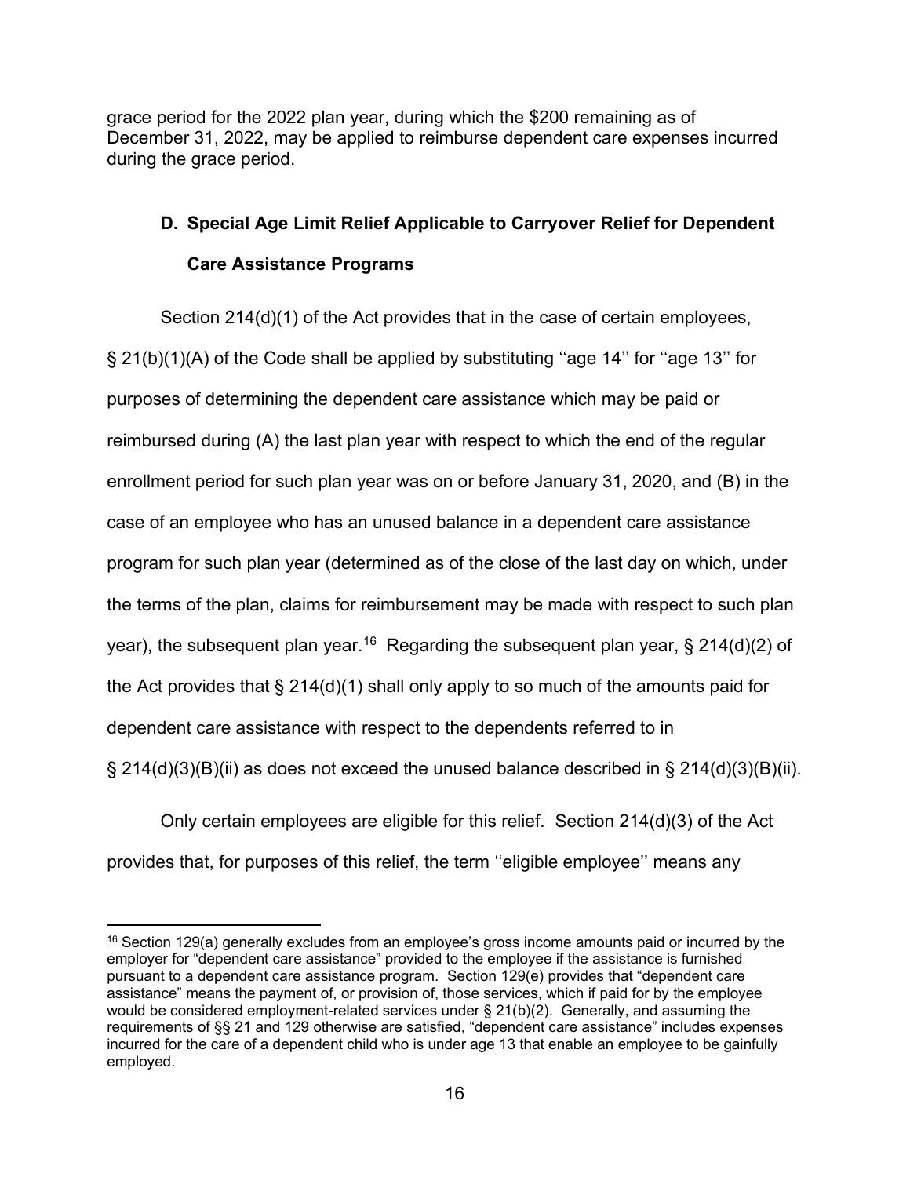grace period for the 2022 plan year, during which the $200 remaining as of December 31, 2022, may be applied to reimburse dependent care expenses incurred during the grace period.

### D. Special Age Limit Relief Applicable to Carryover Relief for Dependent Care Assistance Programs

Section 214(d)(1) of the Act provides that in the case of certain employees, § 21(b)(1)(A) of the Code shall be applied by substituting ''age 14'' for ''age 13'' for purposes of determining the dependent care assistance which may be paid or reimbursed during (A) the last plan year with respect to which the end of the regular enrollment period for such plan year was on or before January 31, 2020, and (B) in the case of an employee who has an unused balance in a dependent care assistance program for such plan year (determined as of the close of the last day on which, under the terms of the plan, claims for reimbursement may be made with respect to such plan year), the subsequent plan year.[16] Regarding the subsequent plan year, § 214(d)(2) of the Act provides that § 214(d)(1) shall only apply to so much of the amounts paid for dependent care assistance with respect to the dependents referred to in § 214(d)(3)(B)(ii) as does not exceed the unused balance described in § 214(d)(3)(B)(ii).

Only certain employees are eligible for this relief. Section 214(d)(3) of the Act provides that, for purposes of this relief, the term ''eligible employee'' means any

[16] Section 129(a) generally excludes from an employee's gross income amounts paid or incurred by the employer for "dependent care assistance" provided to the employee if the assistance is furnished pursuant to a dependent care assistance program. Section 129(e) provides that "dependent care assistance" means the payment of, or provision of, those services, which if paid for by the employee would be considered employment-related services under § 21(b)(2). Generally, and assuming the requirements of §§ 21 and 129 otherwise are satisfied, "dependent care assistance" includes expenses incurred for the care of a dependent child who is under age 13 that enable an employee to be gainfully employed.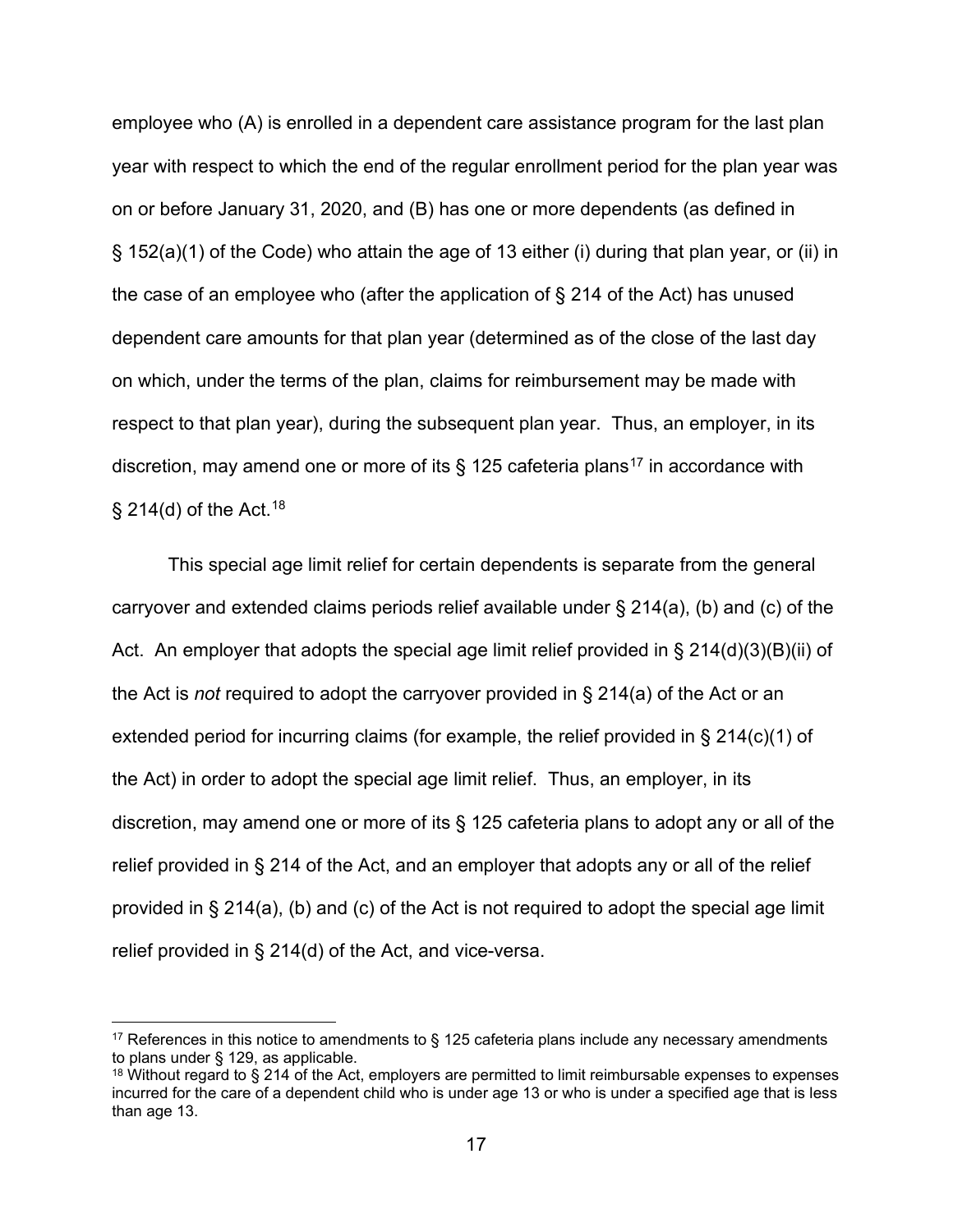employee who (A) is enrolled in a dependent care assistance program for the last plan year with respect to which the end of the regular enrollment period for the plan year was on or before January 31, 2020, and (B) has one or more dependents (as defined in § 152(a)(1) of the Code) who attain the age of 13 either (i) during that plan year, or (ii) in the case of an employee who (after the application of § 214 of the Act) has unused dependent care amounts for that plan year (determined as of the close of the last day on which, under the terms of the plan, claims for reimbursement may be made with respect to that plan year), during the subsequent plan year. Thus, an employer, in its discretion, may amend one or more of its § 125 cafeteria plans[17] in accordance with § 214(d) of the Act.[18]

This special age limit relief for certain dependents is separate from the general carryover and extended claims periods relief available under § 214(a), (b) and (c) of the Act. An employer that adopts the special age limit relief provided in § 214(d)(3)(B)(ii) of the Act is *not* required to adopt the carryover provided in § 214(a) of the Act or an extended period for incurring claims (for example, the relief provided in § 214(c)(1) of the Act) in order to adopt the special age limit relief. Thus, an employer, in its discretion, may amend one or more of its § 125 cafeteria plans to adopt any or all of the relief provided in § 214 of the Act, and an employer that adopts any or all of the relief provided in § 214(a), (b) and (c) of the Act is not required to adopt the special age limit relief provided in § 214(d) of the Act, and vice-versa.

---

[17] References in this notice to amendments to § 125 cafeteria plans include any necessary amendments to plans under § 129, as applicable.

[18] Without regard to § 214 of the Act, employers are permitted to limit reimbursable expenses to expenses incurred for the care of a dependent child who is under age 13 or who is under a specified age that is less than age 13.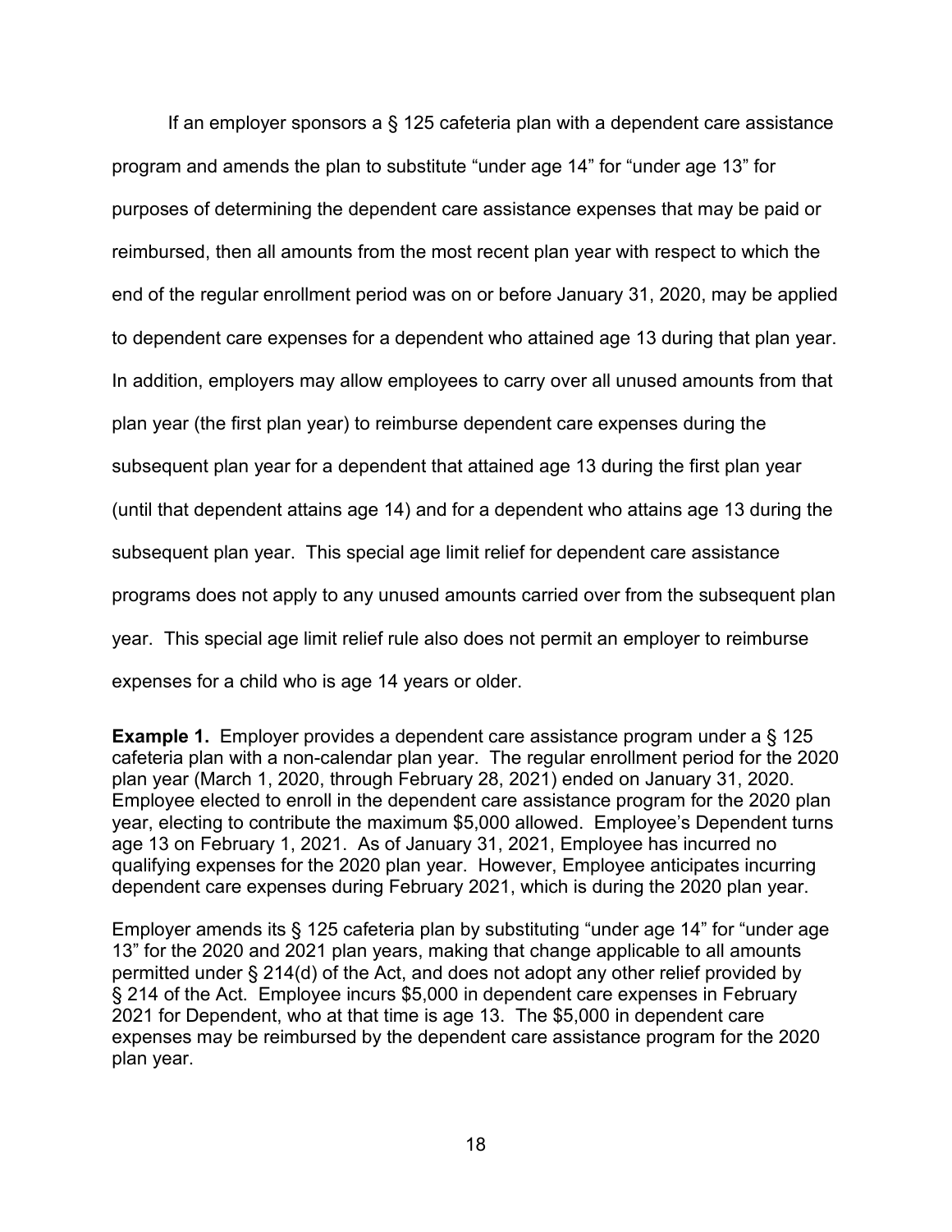If an employer sponsors a § 125 cafeteria plan with a dependent care assistance program and amends the plan to substitute "under age 14" for "under age 13" for purposes of determining the dependent care assistance expenses that may be paid or reimbursed, then all amounts from the most recent plan year with respect to which the end of the regular enrollment period was on or before January 31, 2020, may be applied to dependent care expenses for a dependent who attained age 13 during that plan year. In addition, employers may allow employees to carry over all unused amounts from that plan year (the first plan year) to reimburse dependent care expenses during the subsequent plan year for a dependent that attained age 13 during the first plan year (until that dependent attains age 14) and for a dependent who attains age 13 during the subsequent plan year. This special age limit relief for dependent care assistance programs does not apply to any unused amounts carried over from the subsequent plan year. This special age limit relief rule also does not permit an employer to reimburse expenses for a child who is age 14 years or older.

**Example 1.** Employer provides a dependent care assistance program under a § 125 cafeteria plan with a non-calendar plan year. The regular enrollment period for the 2020 plan year (March 1, 2020, through February 28, 2021) ended on January 31, 2020. Employee elected to enroll in the dependent care assistance program for the 2020 plan year, electing to contribute the maximum $5,000 allowed. Employee's Dependent turns age 13 on February 1, 2021. As of January 31, 2021, Employee has incurred no qualifying expenses for the 2020 plan year. However, Employee anticipates incurring dependent care expenses during February 2021, which is during the 2020 plan year.

Employer amends its § 125 cafeteria plan by substituting "under age 14" for "under age 13" for the 2020 and 2021 plan years, making that change applicable to all amounts permitted under § 214(d) of the Act, and does not adopt any other relief provided by § 214 of the Act. Employee incurs $5,000 in dependent care expenses in February 2021 for Dependent, who at that time is age 13. The $5,000 in dependent care expenses may be reimbursed by the dependent care assistance program for the 2020 plan year.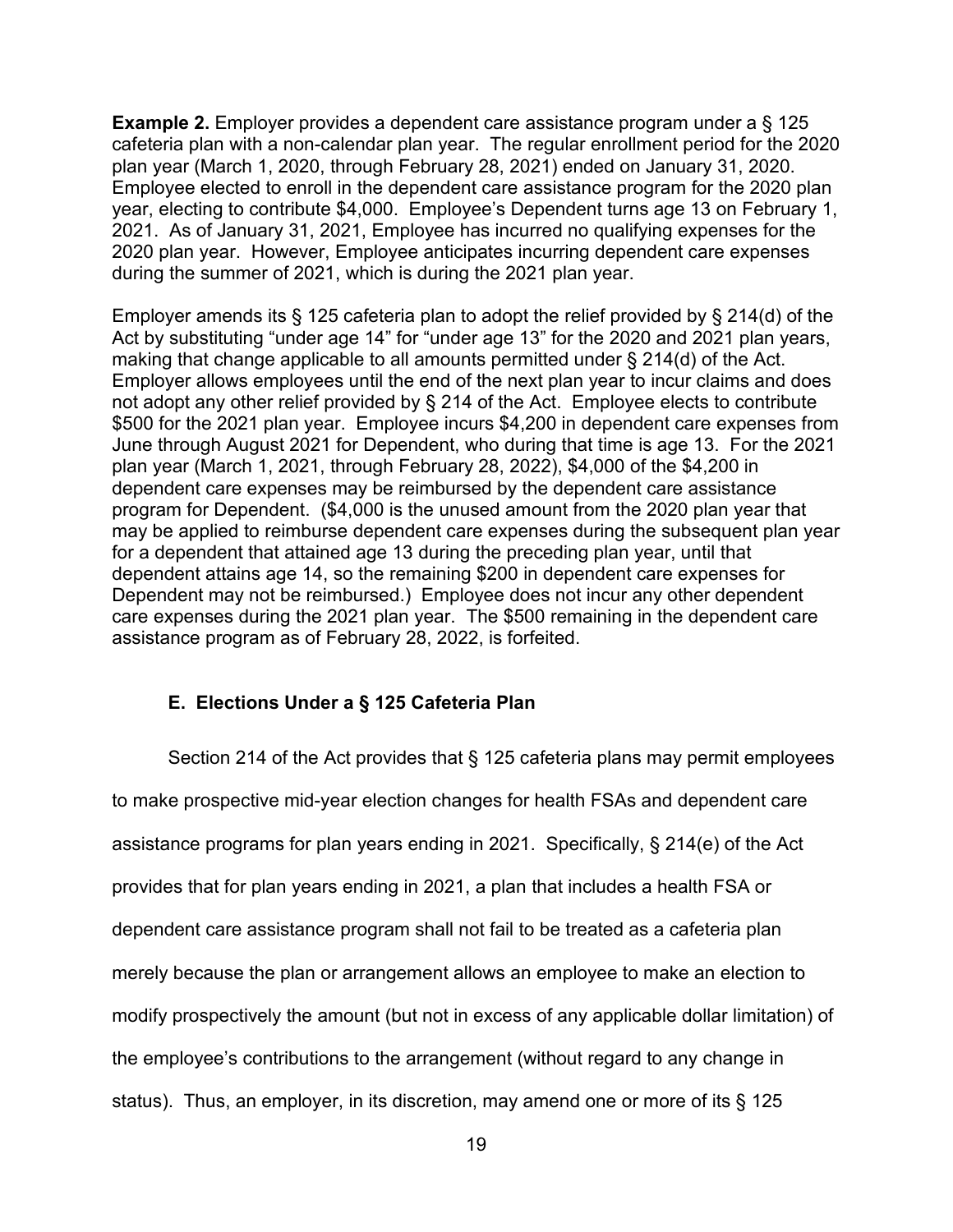**Example 2.** Employer provides a dependent care assistance program under a § 125 cafeteria plan with a non-calendar plan year. The regular enrollment period for the 2020 plan year (March 1, 2020, through February 28, 2021) ended on January 31, 2020. Employee elected to enroll in the dependent care assistance program for the 2020 plan year, electing to contribute $4,000. Employee's Dependent turns age 13 on February 1, 2021. As of January 31, 2021, Employee has incurred no qualifying expenses for the 2020 plan year. However, Employee anticipates incurring dependent care expenses during the summer of 2021, which is during the 2021 plan year.

Employer amends its § 125 cafeteria plan to adopt the relief provided by § 214(d) of the Act by substituting "under age 14" for "under age 13" for the 2020 and 2021 plan years, making that change applicable to all amounts permitted under § 214(d) of the Act. Employer allows employees until the end of the next plan year to incur claims and does not adopt any other relief provided by § 214 of the Act. Employee elects to contribute $500 for the 2021 plan year. Employee incurs $4,200 in dependent care expenses from June through August 2021 for Dependent, who during that time is age 13. For the 2021 plan year (March 1, 2021, through February 28, 2022), $4,000 of the $4,200 in dependent care expenses may be reimbursed by the dependent care assistance program for Dependent. ($4,000 is the unused amount from the 2020 plan year that may be applied to reimburse dependent care expenses during the subsequent plan year for a dependent that attained age 13 during the preceding plan year, until that dependent attains age 14, so the remaining $200 in dependent care expenses for Dependent may not be reimbursed.) Employee does not incur any other dependent care expenses during the 2021 plan year. The $500 remaining in the dependent care assistance program as of February 28, 2022, is forfeited.

### E. Elections Under a § 125 Cafeteria Plan

Section 214 of the Act provides that § 125 cafeteria plans may permit employees to make prospective mid-year election changes for health FSAs and dependent care assistance programs for plan years ending in 2021. Specifically, § 214(e) of the Act provides that for plan years ending in 2021, a plan that includes a health FSA or dependent care assistance program shall not fail to be treated as a cafeteria plan merely because the plan or arrangement allows an employee to make an election to modify prospectively the amount (but not in excess of any applicable dollar limitation) of the employee's contributions to the arrangement (without regard to any change in status). Thus, an employer, in its discretion, may amend one or more of its § 125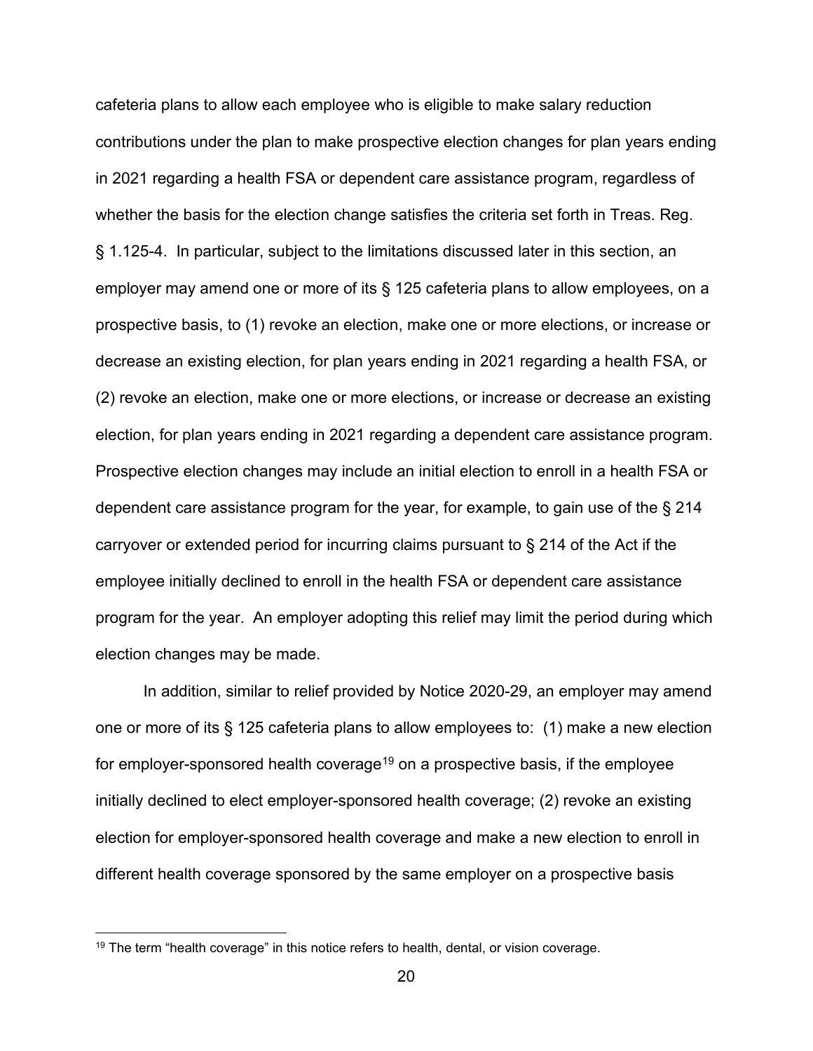cafeteria plans to allow each employee who is eligible to make salary reduction contributions under the plan to make prospective election changes for plan years ending in 2021 regarding a health FSA or dependent care assistance program, regardless of whether the basis for the election change satisfies the criteria set forth in Treas. Reg. § 1.125-4. In particular, subject to the limitations discussed later in this section, an employer may amend one or more of its § 125 cafeteria plans to allow employees, on a prospective basis, to (1) revoke an election, make one or more elections, or increase or decrease an existing election, for plan years ending in 2021 regarding a health FSA, or (2) revoke an election, make one or more elections, or increase or decrease an existing election, for plan years ending in 2021 regarding a dependent care assistance program. Prospective election changes may include an initial election to enroll in a health FSA or dependent care assistance program for the year, for example, to gain use of the § 214 carryover or extended period for incurring claims pursuant to § 214 of the Act if the employee initially declined to enroll in the health FSA or dependent care assistance program for the year. An employer adopting this relief may limit the period during which election changes may be made.

In addition, similar to relief provided by Notice 2020-29, an employer may amend one or more of its § 125 cafeteria plans to allow employees to: (1) make a new election for employer-sponsored health coverage[19] on a prospective basis, if the employee initially declined to elect employer-sponsored health coverage; (2) revoke an existing election for employer-sponsored health coverage and make a new election to enroll in different health coverage sponsored by the same employer on a prospective basis

[19] The term "health coverage" in this notice refers to health, dental, or vision coverage.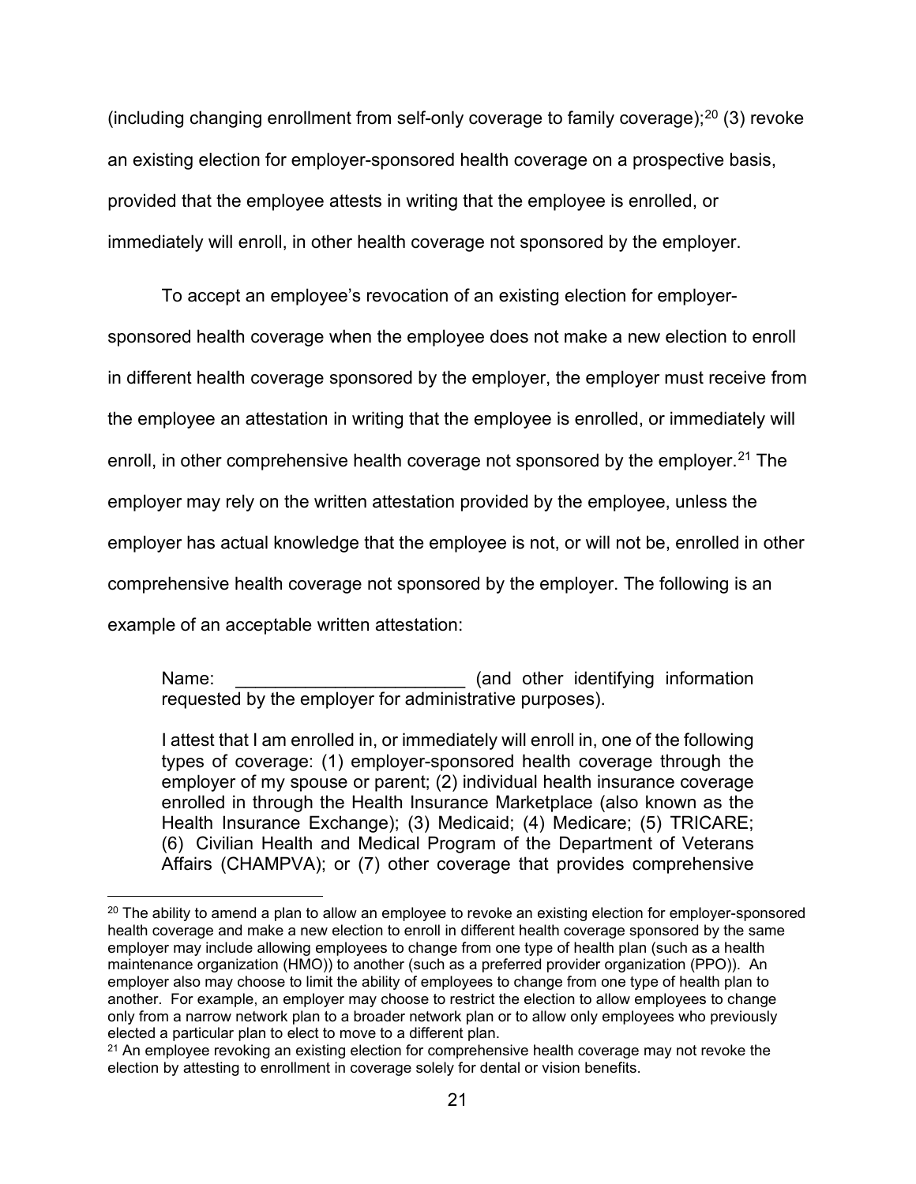(including changing enrollment from self-only coverage to family coverage);[20] (3) revoke an existing election for employer-sponsored health coverage on a prospective basis, provided that the employee attests in writing that the employee is enrolled, or immediately will enroll, in other health coverage not sponsored by the employer.

To accept an employee's revocation of an existing election for employer-sponsored health coverage when the employee does not make a new election to enroll in different health coverage sponsored by the employer, the employer must receive from the employee an attestation in writing that the employee is enrolled, or immediately will enroll, in other comprehensive health coverage not sponsored by the employer.[21] The employer may rely on the written attestation provided by the employee, unless the employer has actual knowledge that the employee is not, or will not be, enrolled in other comprehensive health coverage not sponsored by the employer. The following is an example of an acceptable written attestation:

> Name: _______________________ (and other identifying information requested by the employer for administrative purposes).
>
> I attest that I am enrolled in, or immediately will enroll in, one of the following types of coverage: (1) employer-sponsored health coverage through the employer of my spouse or parent; (2) individual health insurance coverage enrolled in through the Health Insurance Marketplace (also known as the Health Insurance Exchange); (3) Medicaid; (4) Medicare; (5) TRICARE; (6) Civilian Health and Medical Program of the Department of Veterans Affairs (CHAMPVA); or (7) other coverage that provides comprehensive

---

[20] The ability to amend a plan to allow an employee to revoke an existing election for employer-sponsored health coverage and make a new election to enroll in different health coverage sponsored by the same employer may include allowing employees to change from one type of health plan (such as a health maintenance organization (HMO)) to another (such as a preferred provider organization (PPO)). An employer also may choose to limit the ability of employees to change from one type of health plan to another. For example, an employer may choose to restrict the election to allow employees to change only from a narrow network plan to a broader network plan or to allow only employees who previously elected a particular plan to elect to move to a different plan.

[21] An employee revoking an existing election for comprehensive health coverage may not revoke the election by attesting to enrollment in coverage solely for dental or vision benefits.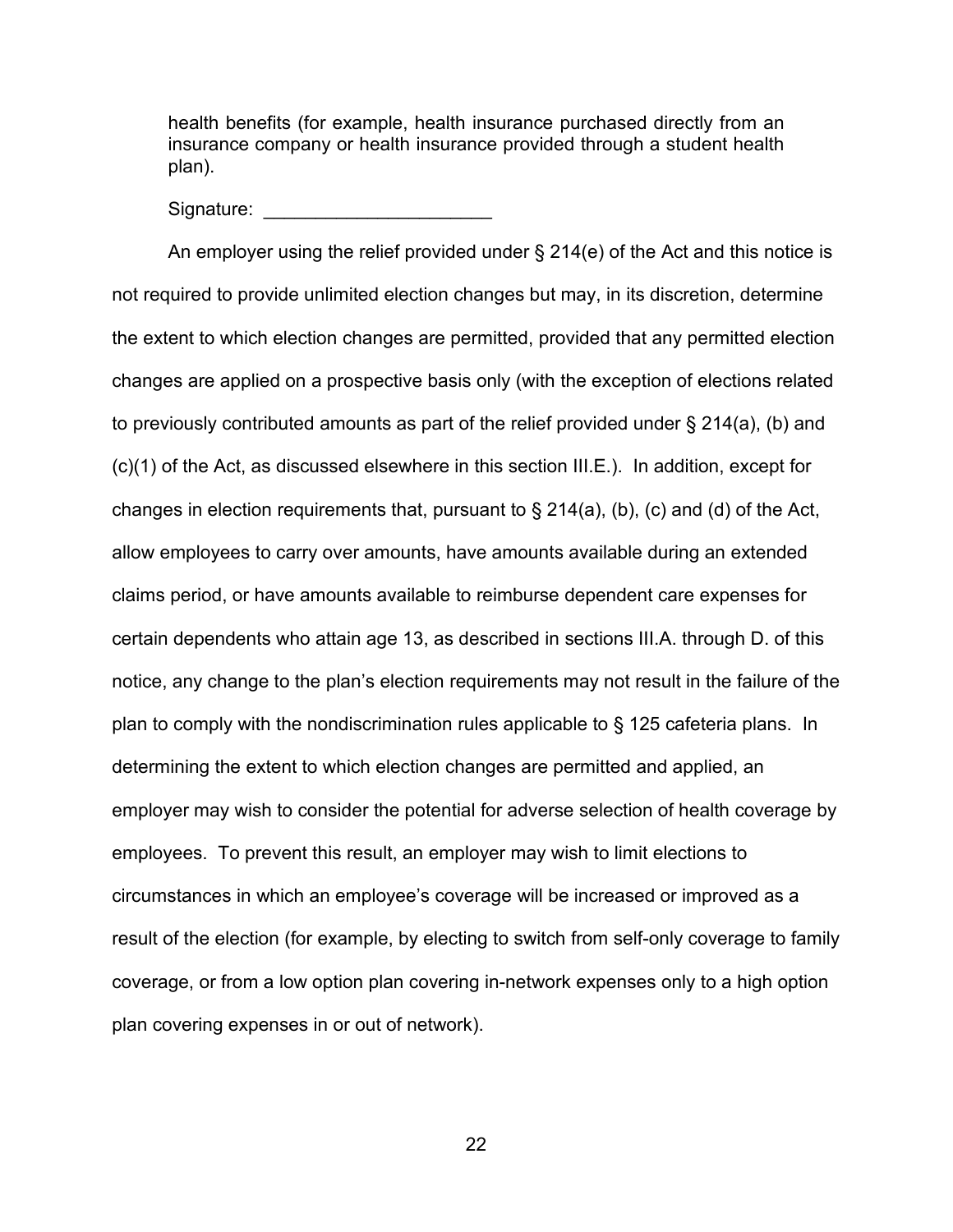health benefits (for example, health insurance purchased directly from an insurance company or health insurance provided through a student health plan).

Signature: ______________________

An employer using the relief provided under § 214(e) of the Act and this notice is not required to provide unlimited election changes but may, in its discretion, determine the extent to which election changes are permitted, provided that any permitted election changes are applied on a prospective basis only (with the exception of elections related to previously contributed amounts as part of the relief provided under § 214(a), (b) and (c)(1) of the Act, as discussed elsewhere in this section III.E.). In addition, except for changes in election requirements that, pursuant to § 214(a), (b), (c) and (d) of the Act, allow employees to carry over amounts, have amounts available during an extended claims period, or have amounts available to reimburse dependent care expenses for certain dependents who attain age 13, as described in sections III.A. through D. of this notice, any change to the plan's election requirements may not result in the failure of the plan to comply with the nondiscrimination rules applicable to § 125 cafeteria plans. In determining the extent to which election changes are permitted and applied, an employer may wish to consider the potential for adverse selection of health coverage by employees. To prevent this result, an employer may wish to limit elections to circumstances in which an employee's coverage will be increased or improved as a result of the election (for example, by electing to switch from self-only coverage to family coverage, or from a low option plan covering in-network expenses only to a high option plan covering expenses in or out of network).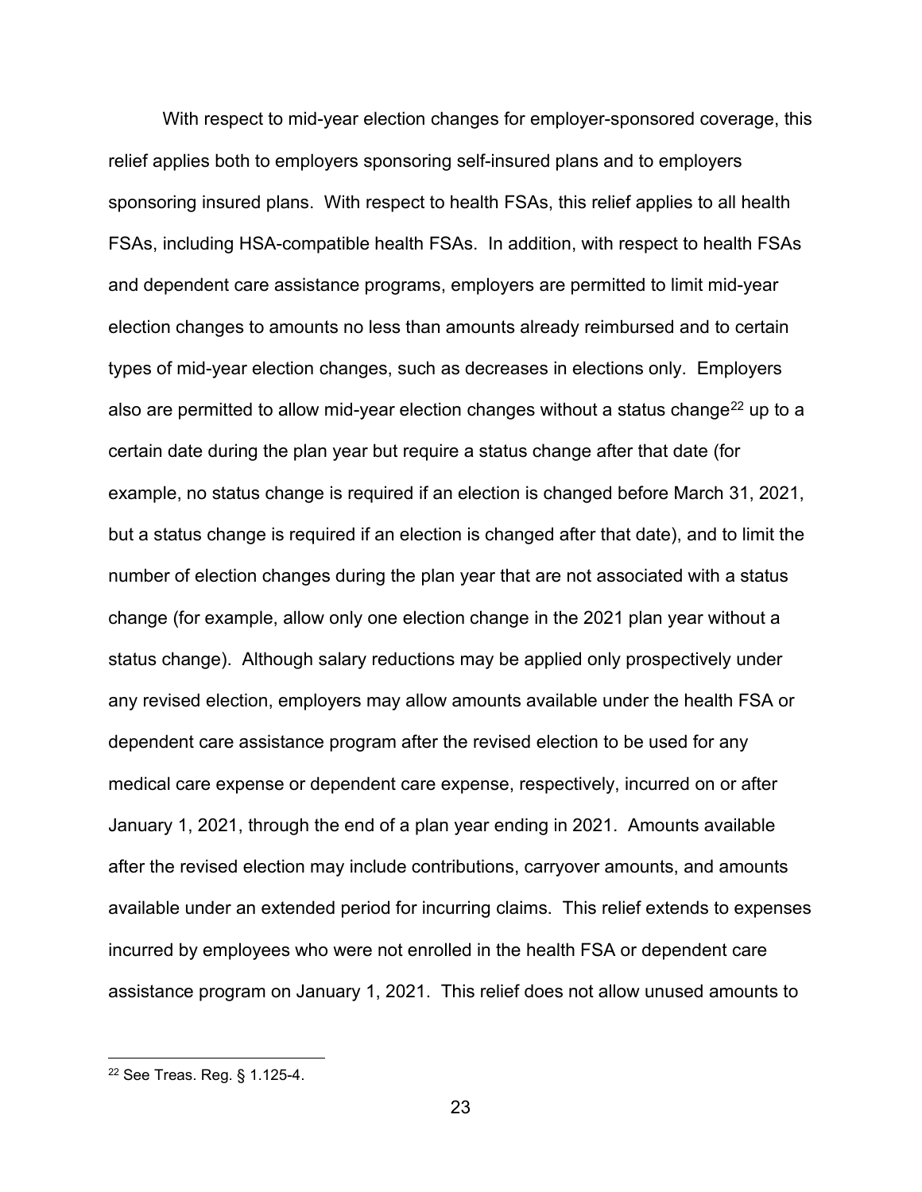With respect to mid-year election changes for employer-sponsored coverage, this relief applies both to employers sponsoring self-insured plans and to employers sponsoring insured plans. With respect to health FSAs, this relief applies to all health FSAs, including HSA-compatible health FSAs. In addition, with respect to health FSAs and dependent care assistance programs, employers are permitted to limit mid-year election changes to amounts no less than amounts already reimbursed and to certain types of mid-year election changes, such as decreases in elections only. Employers also are permitted to allow mid-year election changes without a status change[22] up to a certain date during the plan year but require a status change after that date (for example, no status change is required if an election is changed before March 31, 2021, but a status change is required if an election is changed after that date), and to limit the number of election changes during the plan year that are not associated with a status change (for example, allow only one election change in the 2021 plan year without a status change). Although salary reductions may be applied only prospectively under any revised election, employers may allow amounts available under the health FSA or dependent care assistance program after the revised election to be used for any medical care expense or dependent care expense, respectively, incurred on or after January 1, 2021, through the end of a plan year ending in 2021. Amounts available after the revised election may include contributions, carryover amounts, and amounts available under an extended period for incurring claims. This relief extends to expenses incurred by employees who were not enrolled in the health FSA or dependent care assistance program on January 1, 2021. This relief does not allow unused amounts to

---

[22] See Treas. Reg. § 1.125-4.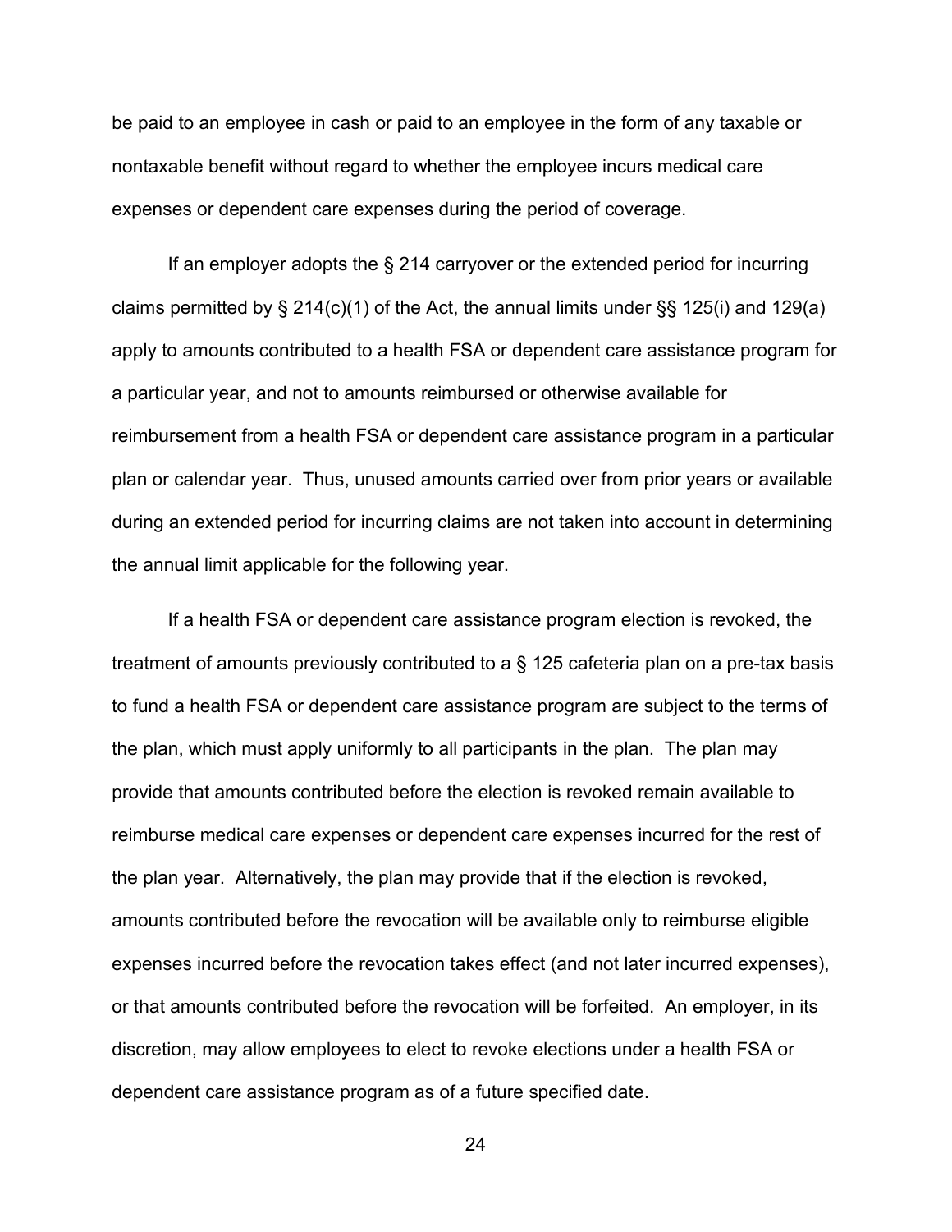be paid to an employee in cash or paid to an employee in the form of any taxable or nontaxable benefit without regard to whether the employee incurs medical care expenses or dependent care expenses during the period of coverage.

If an employer adopts the § 214 carryover or the extended period for incurring claims permitted by § 214(c)(1) of the Act, the annual limits under §§ 125(i) and 129(a) apply to amounts contributed to a health FSA or dependent care assistance program for a particular year, and not to amounts reimbursed or otherwise available for reimbursement from a health FSA or dependent care assistance program in a particular plan or calendar year. Thus, unused amounts carried over from prior years or available during an extended period for incurring claims are not taken into account in determining the annual limit applicable for the following year.

If a health FSA or dependent care assistance program election is revoked, the treatment of amounts previously contributed to a § 125 cafeteria plan on a pre-tax basis to fund a health FSA or dependent care assistance program are subject to the terms of the plan, which must apply uniformly to all participants in the plan. The plan may provide that amounts contributed before the election is revoked remain available to reimburse medical care expenses or dependent care expenses incurred for the rest of the plan year. Alternatively, the plan may provide that if the election is revoked, amounts contributed before the revocation will be available only to reimburse eligible expenses incurred before the revocation takes effect (and not later incurred expenses), or that amounts contributed before the revocation will be forfeited. An employer, in its discretion, may allow employees to elect to revoke elections under a health FSA or dependent care assistance program as of a future specified date.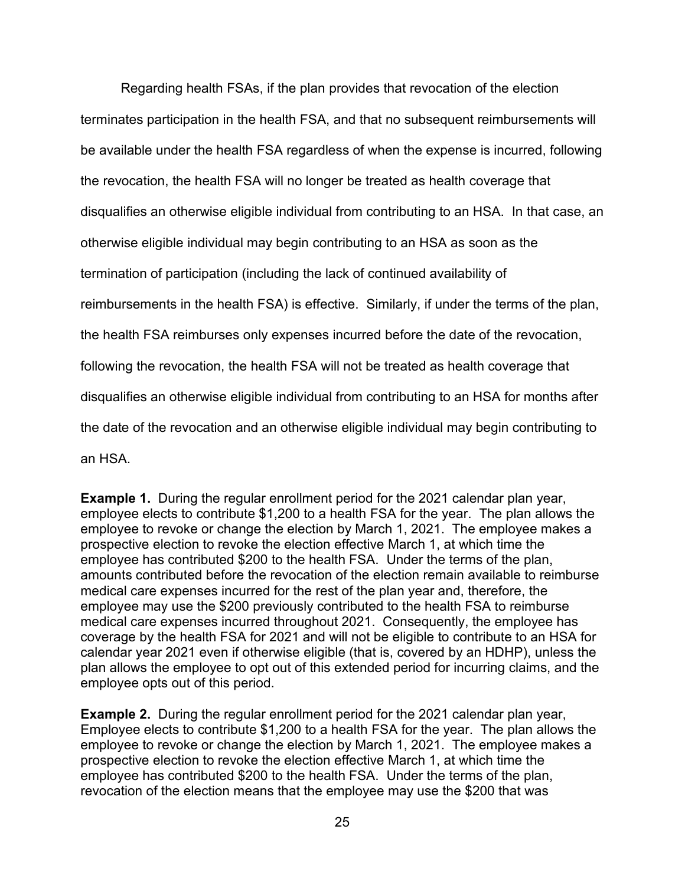Regarding health FSAs, if the plan provides that revocation of the election terminates participation in the health FSA, and that no subsequent reimbursements will be available under the health FSA regardless of when the expense is incurred, following the revocation, the health FSA will no longer be treated as health coverage that disqualifies an otherwise eligible individual from contributing to an HSA. In that case, an otherwise eligible individual may begin contributing to an HSA as soon as the termination of participation (including the lack of continued availability of reimbursements in the health FSA) is effective. Similarly, if under the terms of the plan, the health FSA reimburses only expenses incurred before the date of the revocation, following the revocation, the health FSA will not be treated as health coverage that disqualifies an otherwise eligible individual from contributing to an HSA for months after the date of the revocation and an otherwise eligible individual may begin contributing to an HSA.

**Example 1.** During the regular enrollment period for the 2021 calendar plan year, employee elects to contribute $1,200 to a health FSA for the year. The plan allows the employee to revoke or change the election by March 1, 2021. The employee makes a prospective election to revoke the election effective March 1, at which time the employee has contributed $200 to the health FSA. Under the terms of the plan, amounts contributed before the revocation of the election remain available to reimburse medical care expenses incurred for the rest of the plan year and, therefore, the employee may use the $200 previously contributed to the health FSA to reimburse medical care expenses incurred throughout 2021. Consequently, the employee has coverage by the health FSA for 2021 and will not be eligible to contribute to an HSA for calendar year 2021 even if otherwise eligible (that is, covered by an HDHP), unless the plan allows the employee to opt out of this extended period for incurring claims, and the employee opts out of this period.

**Example 2.** During the regular enrollment period for the 2021 calendar plan year, Employee elects to contribute $1,200 to a health FSA for the year. The plan allows the employee to revoke or change the election by March 1, 2021. The employee makes a prospective election to revoke the election effective March 1, at which time the employee has contributed $200 to the health FSA. Under the terms of the plan, revocation of the election means that the employee may use the $200 that was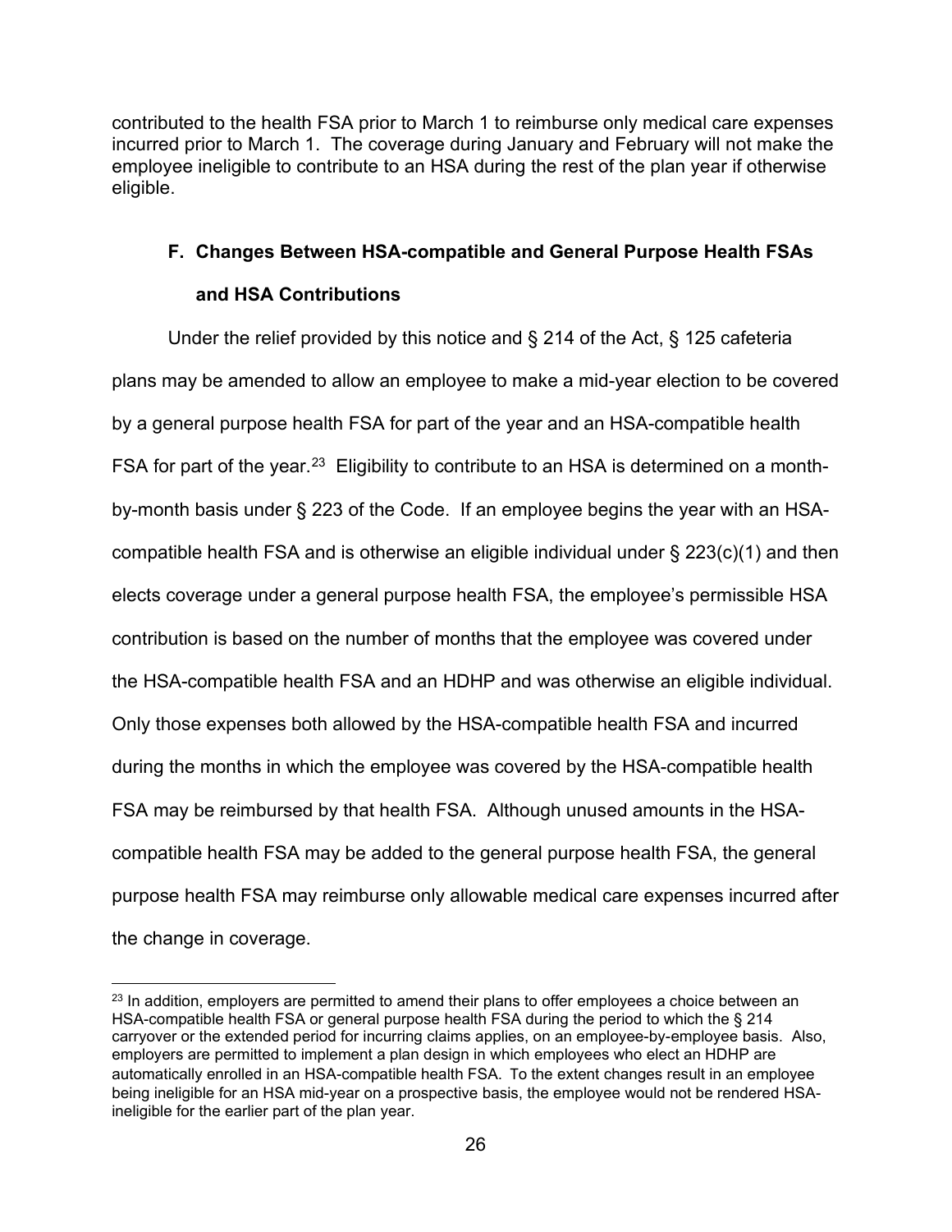contributed to the health FSA prior to March 1 to reimburse only medical care expenses incurred prior to March 1. The coverage during January and February will not make the employee ineligible to contribute to an HSA during the rest of the plan year if otherwise eligible.

### F. Changes Between HSA-compatible and General Purpose Health FSAs and HSA Contributions

Under the relief provided by this notice and § 214 of the Act, § 125 cafeteria plans may be amended to allow an employee to make a mid-year election to be covered by a general purpose health FSA for part of the year and an HSA-compatible health FSA for part of the year.[23] Eligibility to contribute to an HSA is determined on a month-by-month basis under § 223 of the Code. If an employee begins the year with an HSA-compatible health FSA and is otherwise an eligible individual under § 223(c)(1) and then elects coverage under a general purpose health FSA, the employee's permissible HSA contribution is based on the number of months that the employee was covered under the HSA-compatible health FSA and an HDHP and was otherwise an eligible individual. Only those expenses both allowed by the HSA-compatible health FSA and incurred during the months in which the employee was covered by the HSA-compatible health FSA may be reimbursed by that health FSA. Although unused amounts in the HSA-compatible health FSA may be added to the general purpose health FSA, the general purpose health FSA may reimburse only allowable medical care expenses incurred after the change in coverage.

[23] In addition, employers are permitted to amend their plans to offer employees a choice between an HSA-compatible health FSA or general purpose health FSA during the period to which the § 214 carryover or the extended period for incurring claims applies, on an employee-by-employee basis. Also, employers are permitted to implement a plan design in which employees who elect an HDHP are automatically enrolled in an HSA-compatible health FSA. To the extent changes result in an employee being ineligible for an HSA mid-year on a prospective basis, the employee would not be rendered HSA-ineligible for the earlier part of the plan year.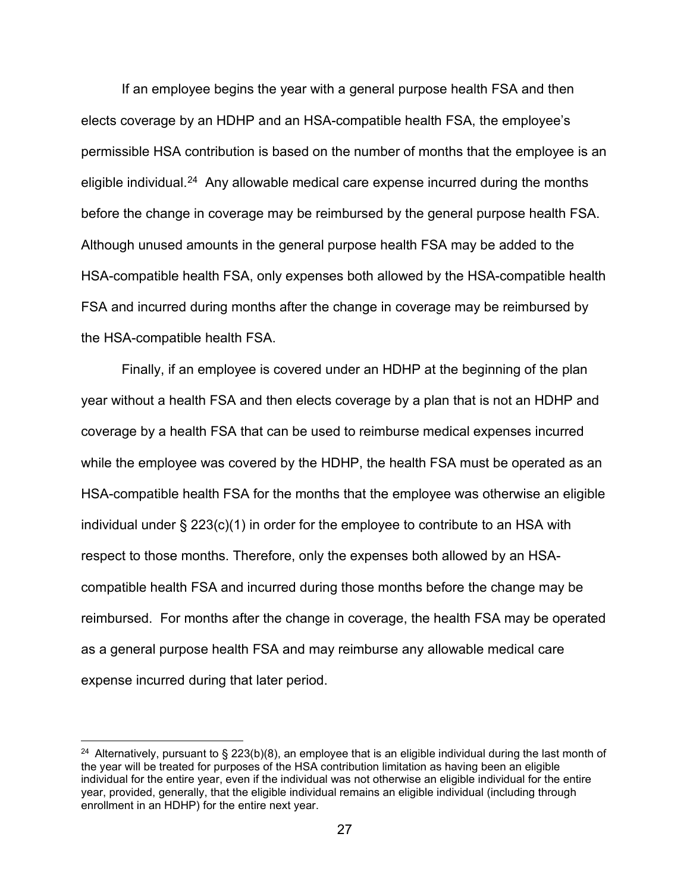If an employee begins the year with a general purpose health FSA and then elects coverage by an HDHP and an HSA-compatible health FSA, the employee's permissible HSA contribution is based on the number of months that the employee is an eligible individual.[24] Any allowable medical care expense incurred during the months before the change in coverage may be reimbursed by the general purpose health FSA. Although unused amounts in the general purpose health FSA may be added to the HSA-compatible health FSA, only expenses both allowed by the HSA-compatible health FSA and incurred during months after the change in coverage may be reimbursed by the HSA-compatible health FSA.

Finally, if an employee is covered under an HDHP at the beginning of the plan year without a health FSA and then elects coverage by a plan that is not an HDHP and coverage by a health FSA that can be used to reimburse medical expenses incurred while the employee was covered by the HDHP, the health FSA must be operated as an HSA-compatible health FSA for the months that the employee was otherwise an eligible individual under § 223(c)(1) in order for the employee to contribute to an HSA with respect to those months. Therefore, only the expenses both allowed by an HSA-compatible health FSA and incurred during those months before the change may be reimbursed. For months after the change in coverage, the health FSA may be operated as a general purpose health FSA and may reimburse any allowable medical care expense incurred during that later period.

[24] Alternatively, pursuant to § 223(b)(8), an employee that is an eligible individual during the last month of the year will be treated for purposes of the HSA contribution limitation as having been an eligible individual for the entire year, even if the individual was not otherwise an eligible individual for the entire year, provided, generally, that the eligible individual remains an eligible individual (including through enrollment in an HDHP) for the entire next year.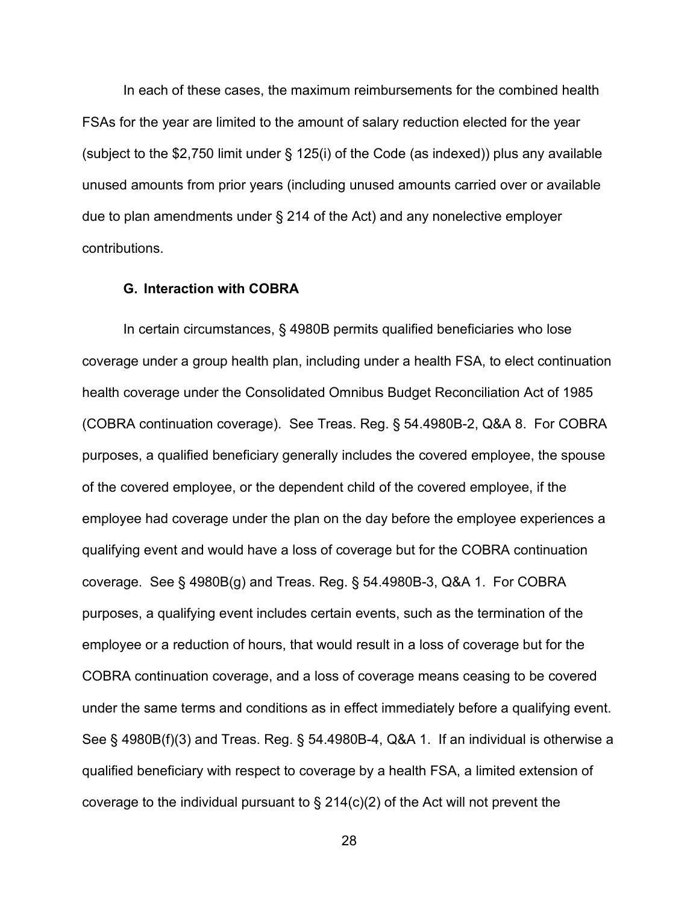In each of these cases, the maximum reimbursements for the combined health FSAs for the year are limited to the amount of salary reduction elected for the year (subject to the $2,750 limit under § 125(i) of the Code (as indexed)) plus any available unused amounts from prior years (including unused amounts carried over or available due to plan amendments under § 214 of the Act) and any nonelective employer contributions.

**G. Interaction with COBRA**

In certain circumstances, § 4980B permits qualified beneficiaries who lose coverage under a group health plan, including under a health FSA, to elect continuation health coverage under the Consolidated Omnibus Budget Reconciliation Act of 1985 (COBRA continuation coverage). See Treas. Reg. § 54.4980B-2, Q&A 8. For COBRA purposes, a qualified beneficiary generally includes the covered employee, the spouse of the covered employee, or the dependent child of the covered employee, if the employee had coverage under the plan on the day before the employee experiences a qualifying event and would have a loss of coverage but for the COBRA continuation coverage. See § 4980B(g) and Treas. Reg. § 54.4980B-3, Q&A 1. For COBRA purposes, a qualifying event includes certain events, such as the termination of the employee or a reduction of hours, that would result in a loss of coverage but for the COBRA continuation coverage, and a loss of coverage means ceasing to be covered under the same terms and conditions as in effect immediately before a qualifying event. See § 4980B(f)(3) and Treas. Reg. § 54.4980B-4, Q&A 1. If an individual is otherwise a qualified beneficiary with respect to coverage by a health FSA, a limited extension of coverage to the individual pursuant to § 214(c)(2) of the Act will not prevent the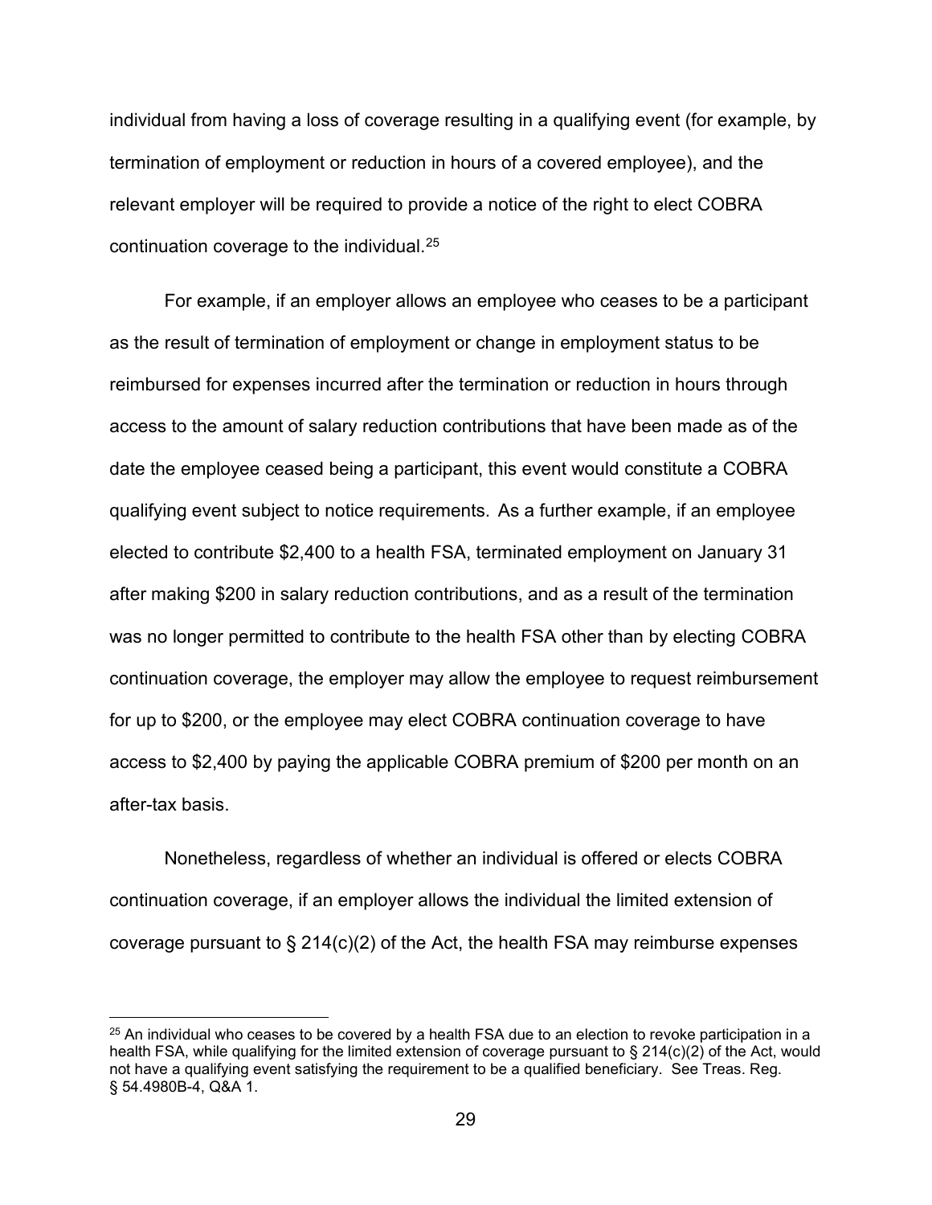individual from having a loss of coverage resulting in a qualifying event (for example, by termination of employment or reduction in hours of a covered employee), and the relevant employer will be required to provide a notice of the right to elect COBRA continuation coverage to the individual.[25]

For example, if an employer allows an employee who ceases to be a participant as the result of termination of employment or change in employment status to be reimbursed for expenses incurred after the termination or reduction in hours through access to the amount of salary reduction contributions that have been made as of the date the employee ceased being a participant, this event would constitute a COBRA qualifying event subject to notice requirements. As a further example, if an employee elected to contribute $2,400 to a health FSA, terminated employment on January 31 after making $200 in salary reduction contributions, and as a result of the termination was no longer permitted to contribute to the health FSA other than by electing COBRA continuation coverage, the employer may allow the employee to request reimbursement for up to $200, or the employee may elect COBRA continuation coverage to have access to $2,400 by paying the applicable COBRA premium of $200 per month on an after-tax basis.

Nonetheless, regardless of whether an individual is offered or elects COBRA continuation coverage, if an employer allows the individual the limited extension of coverage pursuant to § 214(c)(2) of the Act, the health FSA may reimburse expenses

[25] An individual who ceases to be covered by a health FSA due to an election to revoke participation in a health FSA, while qualifying for the limited extension of coverage pursuant to § 214(c)(2) of the Act, would not have a qualifying event satisfying the requirement to be a qualified beneficiary. See Treas. Reg. § 54.4980B-4, Q&A 1.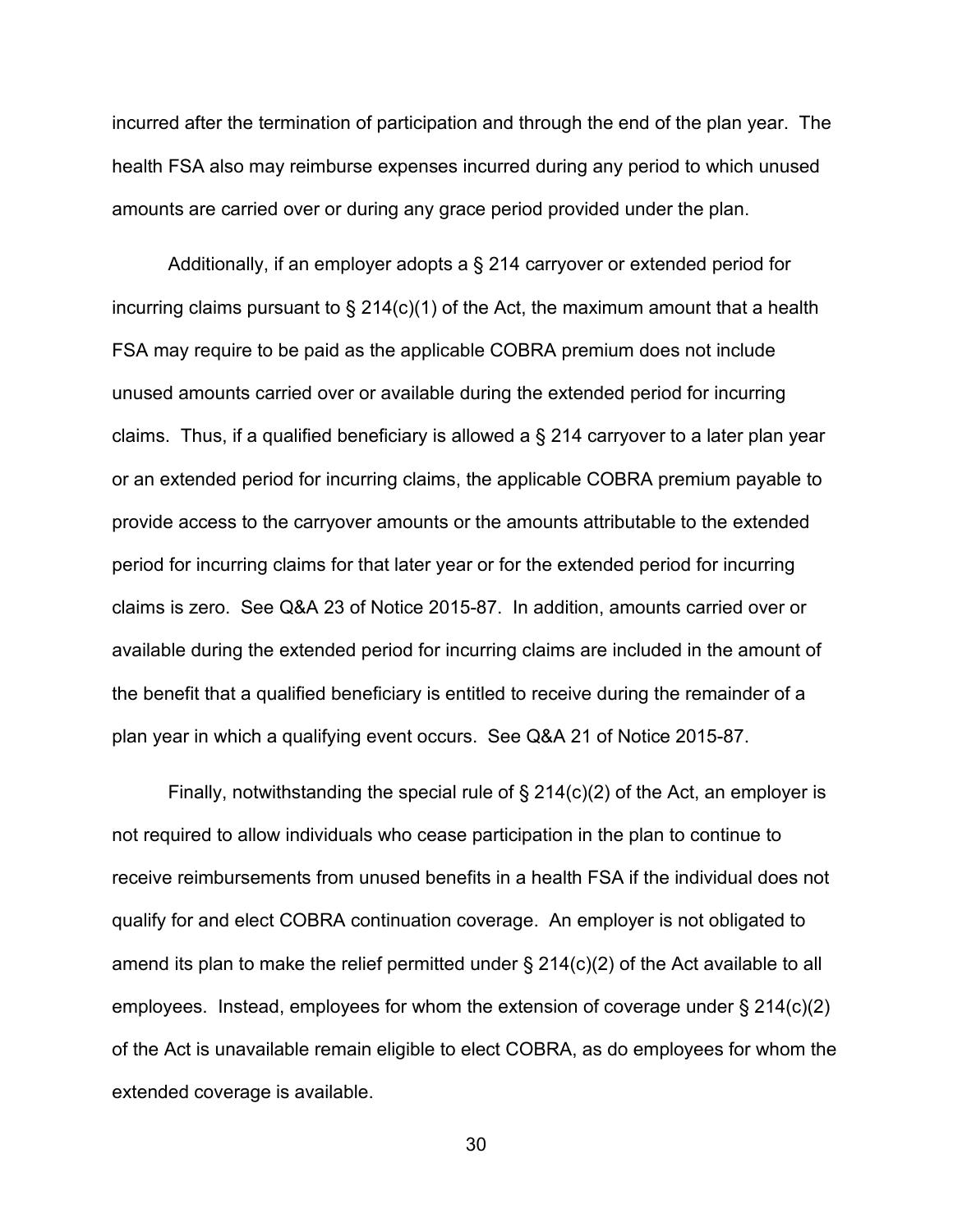incurred after the termination of participation and through the end of the plan year. The health FSA also may reimburse expenses incurred during any period to which unused amounts are carried over or during any grace period provided under the plan.

Additionally, if an employer adopts a § 214 carryover or extended period for incurring claims pursuant to § 214(c)(1) of the Act, the maximum amount that a health FSA may require to be paid as the applicable COBRA premium does not include unused amounts carried over or available during the extended period for incurring claims. Thus, if a qualified beneficiary is allowed a § 214 carryover to a later plan year or an extended period for incurring claims, the applicable COBRA premium payable to provide access to the carryover amounts or the amounts attributable to the extended period for incurring claims for that later year or for the extended period for incurring claims is zero. See Q&A 23 of Notice 2015-87. In addition, amounts carried over or available during the extended period for incurring claims are included in the amount of the benefit that a qualified beneficiary is entitled to receive during the remainder of a plan year in which a qualifying event occurs. See Q&A 21 of Notice 2015-87.

Finally, notwithstanding the special rule of § 214(c)(2) of the Act, an employer is not required to allow individuals who cease participation in the plan to continue to receive reimbursements from unused benefits in a health FSA if the individual does not qualify for and elect COBRA continuation coverage. An employer is not obligated to amend its plan to make the relief permitted under § 214(c)(2) of the Act available to all employees. Instead, employees for whom the extension of coverage under § 214(c)(2) of the Act is unavailable remain eligible to elect COBRA, as do employees for whom the extended coverage is available.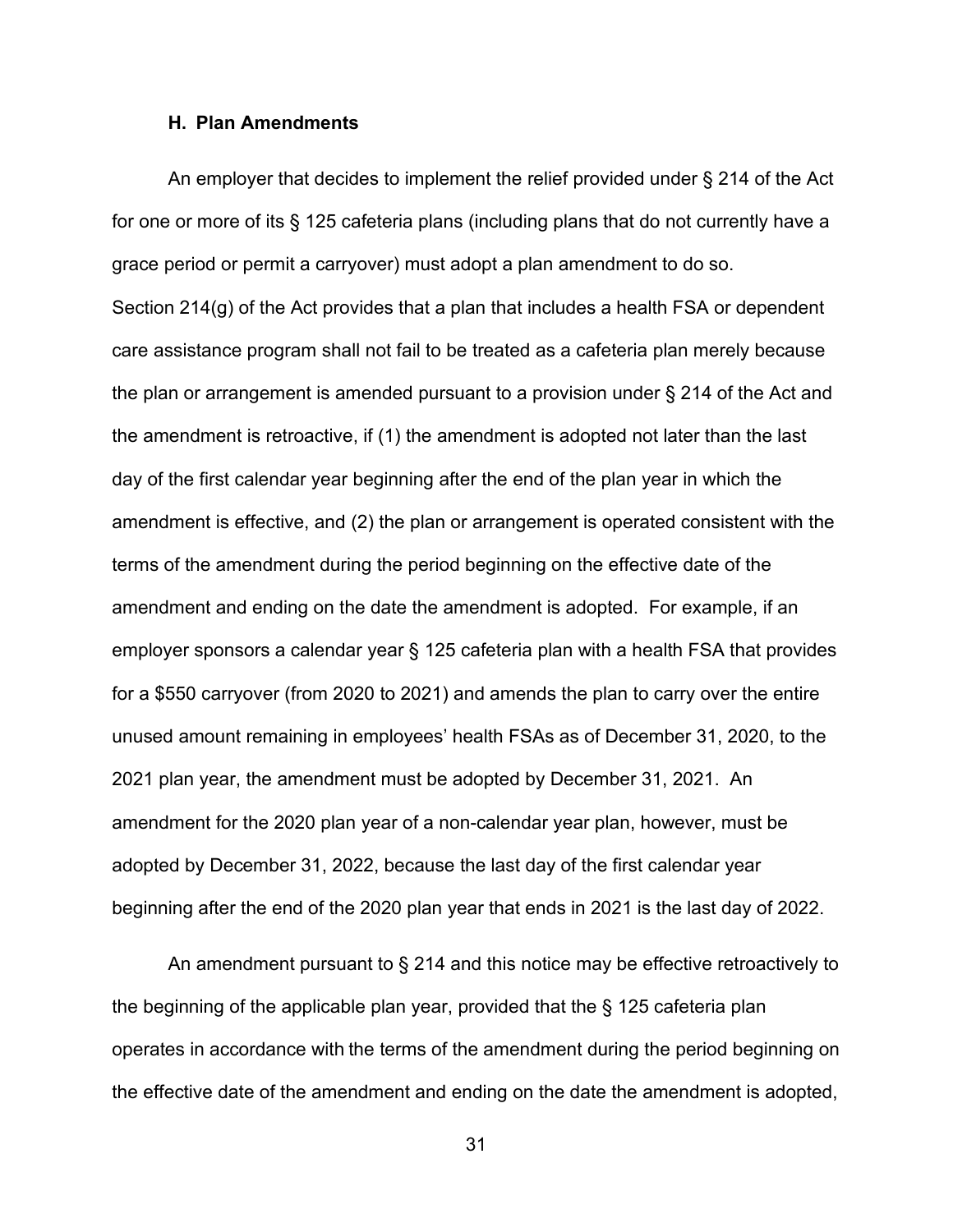### H. Plan Amendments

An employer that decides to implement the relief provided under § 214 of the Act for one or more of its § 125 cafeteria plans (including plans that do not currently have a grace period or permit a carryover) must adopt a plan amendment to do so. Section 214(g) of the Act provides that a plan that includes a health FSA or dependent care assistance program shall not fail to be treated as a cafeteria plan merely because the plan or arrangement is amended pursuant to a provision under § 214 of the Act and the amendment is retroactive, if (1) the amendment is adopted not later than the last day of the first calendar year beginning after the end of the plan year in which the amendment is effective, and (2) the plan or arrangement is operated consistent with the terms of the amendment during the period beginning on the effective date of the amendment and ending on the date the amendment is adopted. For example, if an employer sponsors a calendar year § 125 cafeteria plan with a health FSA that provides for a \$550 carryover (from 2020 to 2021) and amends the plan to carry over the entire unused amount remaining in employees' health FSAs as of December 31, 2020, to the 2021 plan year, the amendment must be adopted by December 31, 2021. An amendment for the 2020 plan year of a non-calendar year plan, however, must be adopted by December 31, 2022, because the last day of the first calendar year beginning after the end of the 2020 plan year that ends in 2021 is the last day of 2022.

An amendment pursuant to § 214 and this notice may be effective retroactively to the beginning of the applicable plan year, provided that the § 125 cafeteria plan operates in accordance with the terms of the amendment during the period beginning on the effective date of the amendment and ending on the date the amendment is adopted,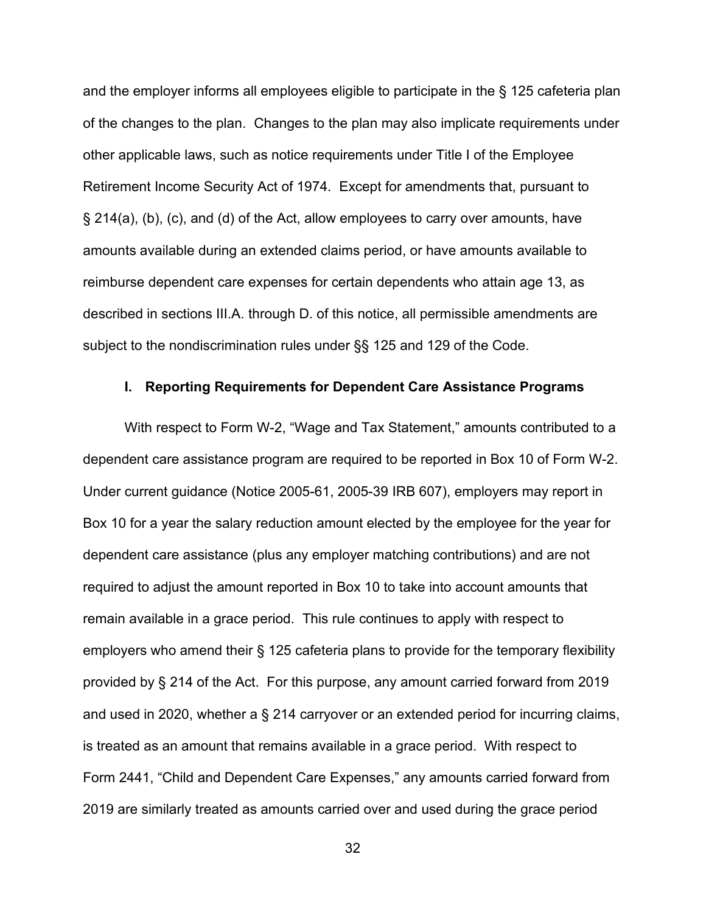and the employer informs all employees eligible to participate in the § 125 cafeteria plan of the changes to the plan. Changes to the plan may also implicate requirements under other applicable laws, such as notice requirements under Title I of the Employee Retirement Income Security Act of 1974. Except for amendments that, pursuant to § 214(a), (b), (c), and (d) of the Act, allow employees to carry over amounts, have amounts available during an extended claims period, or have amounts available to reimburse dependent care expenses for certain dependents who attain age 13, as described in sections III.A. through D. of this notice, all permissible amendments are subject to the nondiscrimination rules under §§ 125 and 129 of the Code.

### I. Reporting Requirements for Dependent Care Assistance Programs

With respect to Form W-2, "Wage and Tax Statement," amounts contributed to a dependent care assistance program are required to be reported in Box 10 of Form W-2. Under current guidance (Notice 2005-61, 2005-39 IRB 607), employers may report in Box 10 for a year the salary reduction amount elected by the employee for the year for dependent care assistance (plus any employer matching contributions) and are not required to adjust the amount reported in Box 10 to take into account amounts that remain available in a grace period. This rule continues to apply with respect to employers who amend their § 125 cafeteria plans to provide for the temporary flexibility provided by § 214 of the Act. For this purpose, any amount carried forward from 2019 and used in 2020, whether a § 214 carryover or an extended period for incurring claims, is treated as an amount that remains available in a grace period. With respect to Form 2441, "Child and Dependent Care Expenses," any amounts carried forward from 2019 are similarly treated as amounts carried over and used during the grace period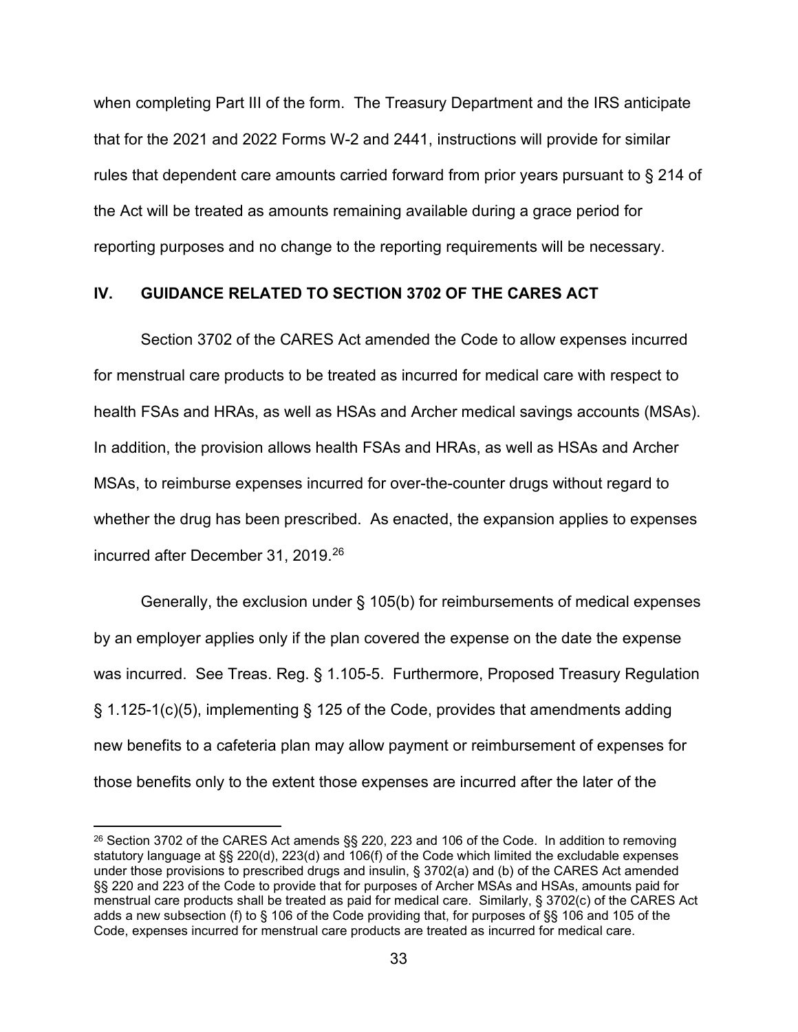when completing Part III of the form. The Treasury Department and the IRS anticipate that for the 2021 and 2022 Forms W-2 and 2441, instructions will provide for similar rules that dependent care amounts carried forward from prior years pursuant to § 214 of the Act will be treated as amounts remaining available during a grace period for reporting purposes and no change to the reporting requirements will be necessary.

## IV. GUIDANCE RELATED TO SECTION 3702 OF THE CARES ACT

Section 3702 of the CARES Act amended the Code to allow expenses incurred for menstrual care products to be treated as incurred for medical care with respect to health FSAs and HRAs, as well as HSAs and Archer medical savings accounts (MSAs). In addition, the provision allows health FSAs and HRAs, as well as HSAs and Archer MSAs, to reimburse expenses incurred for over-the-counter drugs without regard to whether the drug has been prescribed. As enacted, the expansion applies to expenses incurred after December 31, 2019.[26]

Generally, the exclusion under § 105(b) for reimbursements of medical expenses by an employer applies only if the plan covered the expense on the date the expense was incurred. See Treas. Reg. § 1.105-5. Furthermore, Proposed Treasury Regulation § 1.125-1(c)(5), implementing § 125 of the Code, provides that amendments adding new benefits to a cafeteria plan may allow payment or reimbursement of expenses for those benefits only to the extent those expenses are incurred after the later of the

---

[26] Section 3702 of the CARES Act amends §§ 220, 223 and 106 of the Code. In addition to removing statutory language at §§ 220(d), 223(d) and 106(f) of the Code which limited the excludable expenses under those provisions to prescribed drugs and insulin, § 3702(a) and (b) of the CARES Act amended §§ 220 and 223 of the Code to provide that for purposes of Archer MSAs and HSAs, amounts paid for menstrual care products shall be treated as paid for medical care. Similarly, § 3702(c) of the CARES Act adds a new subsection (f) to § 106 of the Code providing that, for purposes of §§ 106 and 105 of the Code, expenses incurred for menstrual care products are treated as incurred for medical care.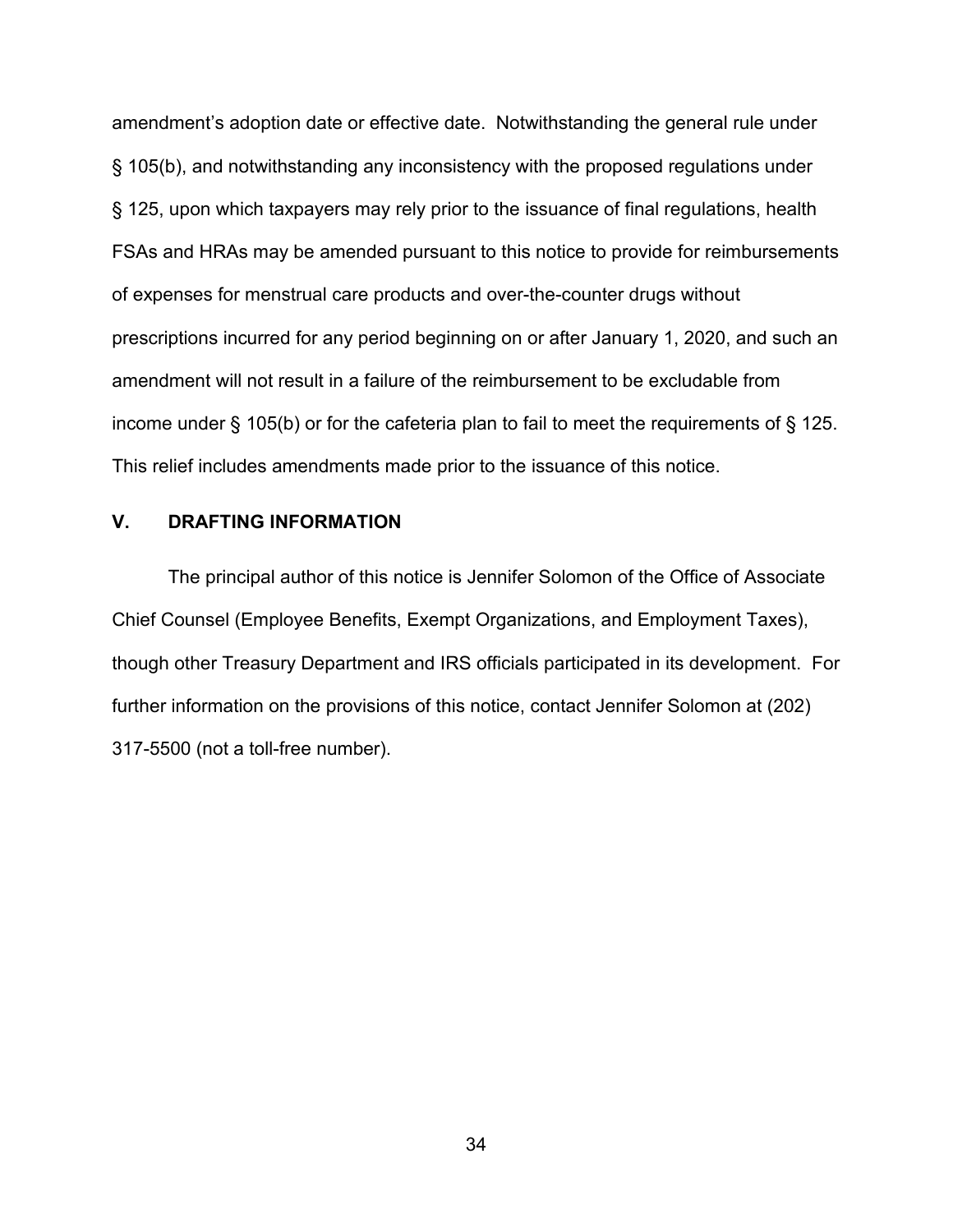amendment's adoption date or effective date. Notwithstanding the general rule under § 105(b), and notwithstanding any inconsistency with the proposed regulations under § 125, upon which taxpayers may rely prior to the issuance of final regulations, health FSAs and HRAs may be amended pursuant to this notice to provide for reimbursements of expenses for menstrual care products and over-the-counter drugs without prescriptions incurred for any period beginning on or after January 1, 2020, and such an amendment will not result in a failure of the reimbursement to be excludable from income under § 105(b) or for the cafeteria plan to fail to meet the requirements of § 125. This relief includes amendments made prior to the issuance of this notice.

## V. DRAFTING INFORMATION

The principal author of this notice is Jennifer Solomon of the Office of Associate Chief Counsel (Employee Benefits, Exempt Organizations, and Employment Taxes), though other Treasury Department and IRS officials participated in its development. For further information on the provisions of this notice, contact Jennifer Solomon at (202) 317-5500 (not a toll-free number).